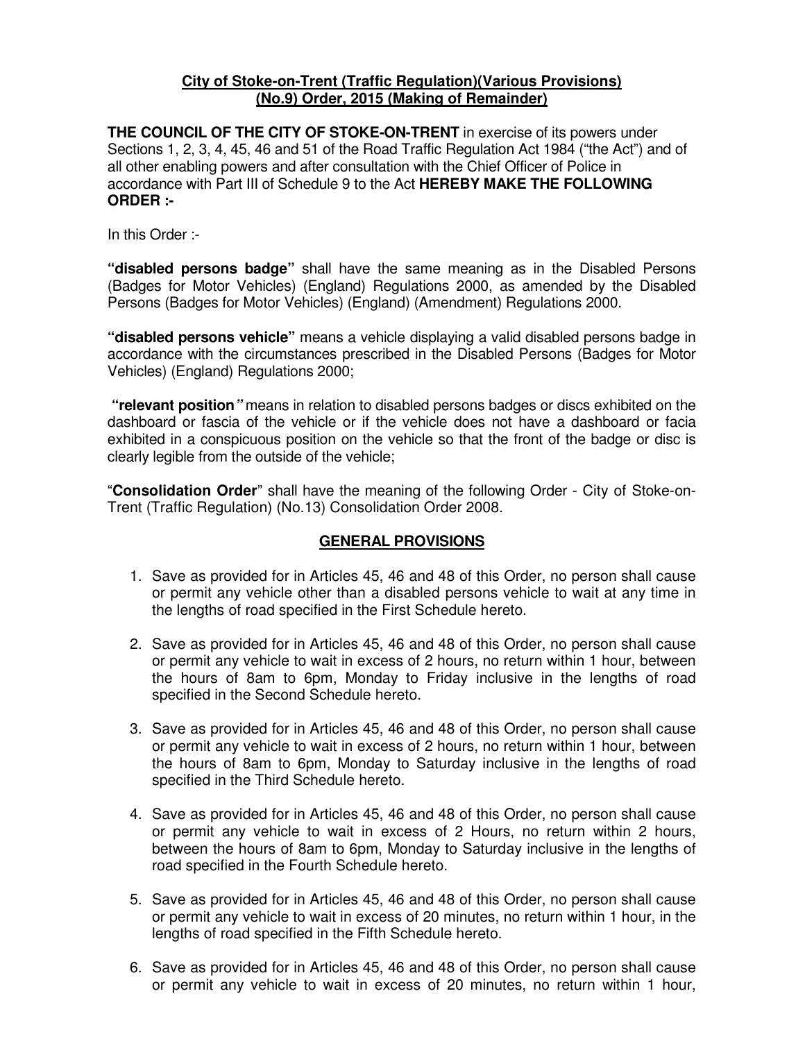**City of Stoke-on-Trent (Traffic Regulation)(Various Provisions) (No.9) Order, 2015 (Making of Remainder)**

**THE COUNCIL OF THE CITY OF STOKE-ON-TRENT** in exercise of its powers under Sections 1, 2, 3, 4, 45, 46 and 51 of the Road Traffic Regulation Act 1984 ("the Act") and of all other enabling powers and after consultation with the Chief Officer of Police in accordance with Part III of Schedule 9 to the Act **HEREBY MAKE THE FOLLOWING ORDER :-**

In this Order :-

**"disabled persons badge"** shall have the same meaning as in the Disabled Persons (Badges for Motor Vehicles) (England) Regulations 2000, as amended by the Disabled Persons (Badges for Motor Vehicles) (England) (Amendment) Regulations 2000.

**"disabled persons vehicle"** means a vehicle displaying a valid disabled persons badge in accordance with the circumstances prescribed in the Disabled Persons (Badges for Motor Vehicles) (England) Regulations 2000;

***"relevant position"*** means in relation to disabled persons badges or discs exhibited on the dashboard or fascia of the vehicle or if the vehicle does not have a dashboard or facia exhibited in a conspicuous position on the vehicle so that the front of the badge or disc is clearly legible from the outside of the vehicle;

"**Consolidation Order**" shall have the meaning of the following Order - City of Stoke-on-Trent (Traffic Regulation) (No.13) Consolidation Order 2008.

## GENERAL PROVISIONS

1. Save as provided for in Articles 45, 46 and 48 of this Order, no person shall cause or permit any vehicle other than a disabled persons vehicle to wait at any time in the lengths of road specified in the First Schedule hereto.

2. Save as provided for in Articles 45, 46 and 48 of this Order, no person shall cause or permit any vehicle to wait in excess of 2 hours, no return within 1 hour, between the hours of 8am to 6pm, Monday to Friday inclusive in the lengths of road specified in the Second Schedule hereto.

3. Save as provided for in Articles 45, 46 and 48 of this Order, no person shall cause or permit any vehicle to wait in excess of 2 hours, no return within 1 hour, between the hours of 8am to 6pm, Monday to Saturday inclusive in the lengths of road specified in the Third Schedule hereto.

4. Save as provided for in Articles 45, 46 and 48 of this Order, no person shall cause or permit any vehicle to wait in excess of 2 Hours, no return within 2 hours, between the hours of 8am to 6pm, Monday to Saturday inclusive in the lengths of road specified in the Fourth Schedule hereto.

5. Save as provided for in Articles 45, 46 and 48 of this Order, no person shall cause or permit any vehicle to wait in excess of 20 minutes, no return within 1 hour, in the lengths of road specified in the Fifth Schedule hereto.

6. Save as provided for in Articles 45, 46 and 48 of this Order, no person shall cause or permit any vehicle to wait in excess of 20 minutes, no return within 1 hour,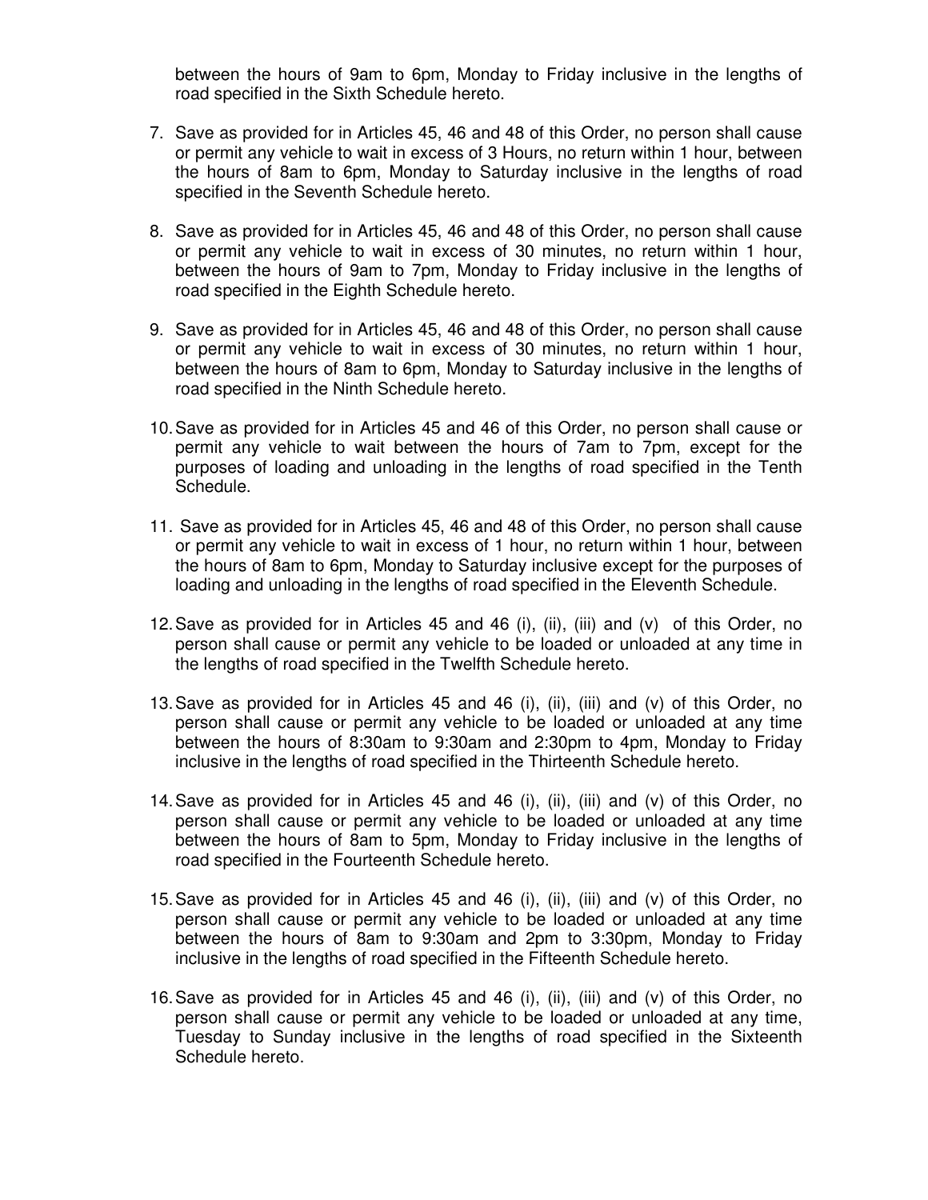between the hours of 9am to 6pm, Monday to Friday inclusive in the lengths of road specified in the Sixth Schedule hereto.

7. Save as provided for in Articles 45, 46 and 48 of this Order, no person shall cause or permit any vehicle to wait in excess of 3 Hours, no return within 1 hour, between the hours of 8am to 6pm, Monday to Saturday inclusive in the lengths of road specified in the Seventh Schedule hereto.

8. Save as provided for in Articles 45, 46 and 48 of this Order, no person shall cause or permit any vehicle to wait in excess of 30 minutes, no return within 1 hour, between the hours of 9am to 7pm, Monday to Friday inclusive in the lengths of road specified in the Eighth Schedule hereto.

9. Save as provided for in Articles 45, 46 and 48 of this Order, no person shall cause or permit any vehicle to wait in excess of 30 minutes, no return within 1 hour, between the hours of 8am to 6pm, Monday to Saturday inclusive in the lengths of road specified in the Ninth Schedule hereto.

10. Save as provided for in Articles 45 and 46 of this Order, no person shall cause or permit any vehicle to wait between the hours of 7am to 7pm, except for the purposes of loading and unloading in the lengths of road specified in the Tenth Schedule.

11. Save as provided for in Articles 45, 46 and 48 of this Order, no person shall cause or permit any vehicle to wait in excess of 1 hour, no return within 1 hour, between the hours of 8am to 6pm, Monday to Saturday inclusive except for the purposes of loading and unloading in the lengths of road specified in the Eleventh Schedule.

12. Save as provided for in Articles 45 and 46 (i), (ii), (iii) and (v) of this Order, no person shall cause or permit any vehicle to be loaded or unloaded at any time in the lengths of road specified in the Twelfth Schedule hereto.

13. Save as provided for in Articles 45 and 46 (i), (ii), (iii) and (v) of this Order, no person shall cause or permit any vehicle to be loaded or unloaded at any time between the hours of 8:30am to 9:30am and 2:30pm to 4pm, Monday to Friday inclusive in the lengths of road specified in the Thirteenth Schedule hereto.

14. Save as provided for in Articles 45 and 46 (i), (ii), (iii) and (v) of this Order, no person shall cause or permit any vehicle to be loaded or unloaded at any time between the hours of 8am to 5pm, Monday to Friday inclusive in the lengths of road specified in the Fourteenth Schedule hereto.

15. Save as provided for in Articles 45 and 46 (i), (ii), (iii) and (v) of this Order, no person shall cause or permit any vehicle to be loaded or unloaded at any time between the hours of 8am to 9:30am and 2pm to 3:30pm, Monday to Friday inclusive in the lengths of road specified in the Fifteenth Schedule hereto.

16. Save as provided for in Articles 45 and 46 (i), (ii), (iii) and (v) of this Order, no person shall cause or permit any vehicle to be loaded or unloaded at any time, Tuesday to Sunday inclusive in the lengths of road specified in the Sixteenth Schedule hereto.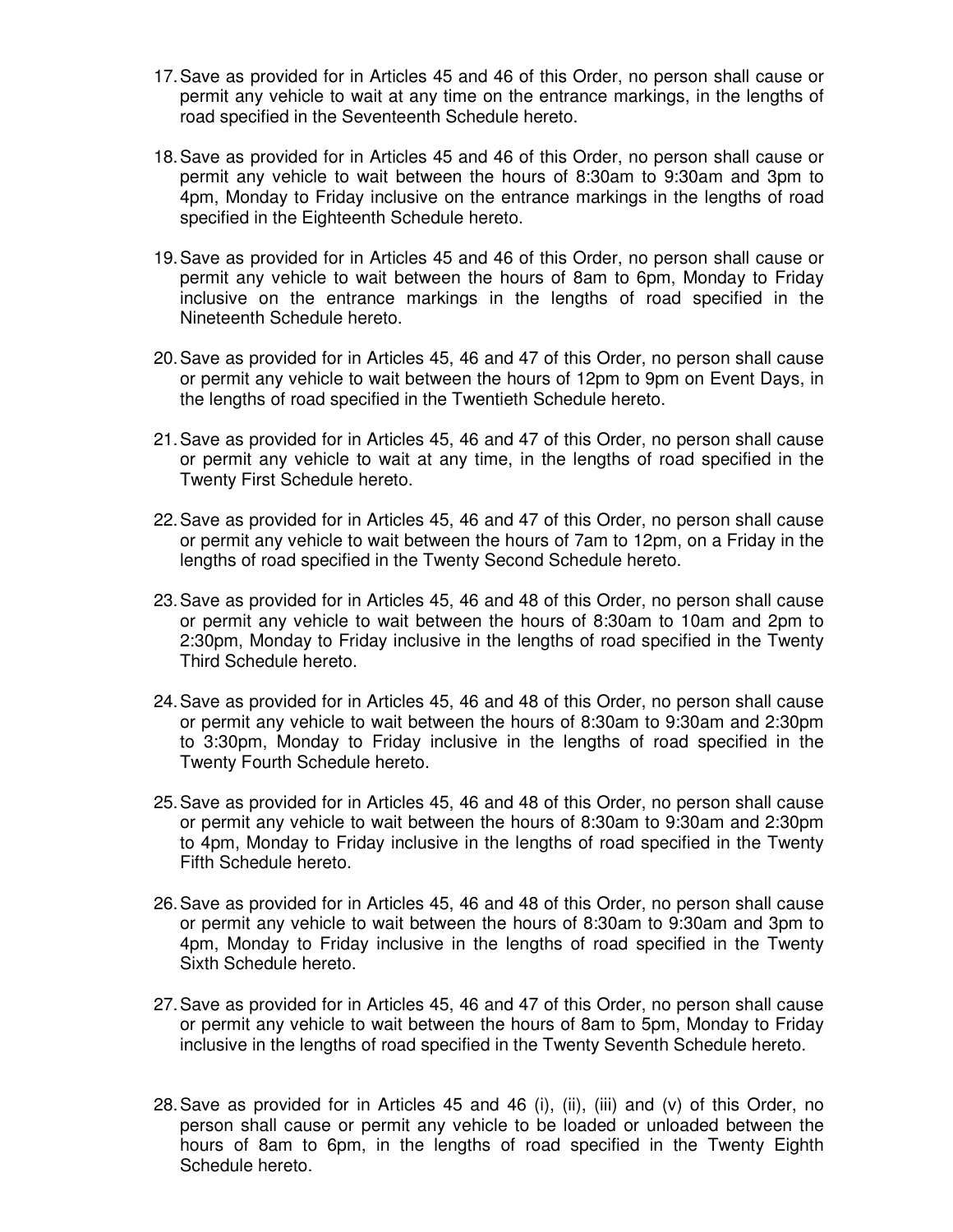17. Save as provided for in Articles 45 and 46 of this Order, no person shall cause or permit any vehicle to wait at any time on the entrance markings, in the lengths of road specified in the Seventeenth Schedule hereto.

18. Save as provided for in Articles 45 and 46 of this Order, no person shall cause or permit any vehicle to wait between the hours of 8:30am to 9:30am and 3pm to 4pm, Monday to Friday inclusive on the entrance markings in the lengths of road specified in the Eighteenth Schedule hereto.

19. Save as provided for in Articles 45 and 46 of this Order, no person shall cause or permit any vehicle to wait between the hours of 8am to 6pm, Monday to Friday inclusive on the entrance markings in the lengths of road specified in the Nineteenth Schedule hereto.

20. Save as provided for in Articles 45, 46 and 47 of this Order, no person shall cause or permit any vehicle to wait between the hours of 12pm to 9pm on Event Days, in the lengths of road specified in the Twentieth Schedule hereto.

21. Save as provided for in Articles 45, 46 and 47 of this Order, no person shall cause or permit any vehicle to wait at any time, in the lengths of road specified in the Twenty First Schedule hereto.

22. Save as provided for in Articles 45, 46 and 47 of this Order, no person shall cause or permit any vehicle to wait between the hours of 7am to 12pm, on a Friday in the lengths of road specified in the Twenty Second Schedule hereto.

23. Save as provided for in Articles 45, 46 and 48 of this Order, no person shall cause or permit any vehicle to wait between the hours of 8:30am to 10am and 2pm to 2:30pm, Monday to Friday inclusive in the lengths of road specified in the Twenty Third Schedule hereto.

24. Save as provided for in Articles 45, 46 and 48 of this Order, no person shall cause or permit any vehicle to wait between the hours of 8:30am to 9:30am and 2:30pm to 3:30pm, Monday to Friday inclusive in the lengths of road specified in the Twenty Fourth Schedule hereto.

25. Save as provided for in Articles 45, 46 and 48 of this Order, no person shall cause or permit any vehicle to wait between the hours of 8:30am to 9:30am and 2:30pm to 4pm, Monday to Friday inclusive in the lengths of road specified in the Twenty Fifth Schedule hereto.

26. Save as provided for in Articles 45, 46 and 48 of this Order, no person shall cause or permit any vehicle to wait between the hours of 8:30am to 9:30am and 3pm to 4pm, Monday to Friday inclusive in the lengths of road specified in the Twenty Sixth Schedule hereto.

27. Save as provided for in Articles 45, 46 and 47 of this Order, no person shall cause or permit any vehicle to wait between the hours of 8am to 5pm, Monday to Friday inclusive in the lengths of road specified in the Twenty Seventh Schedule hereto.

28. Save as provided for in Articles 45 and 46 (i), (ii), (iii) and (v) of this Order, no person shall cause or permit any vehicle to be loaded or unloaded between the hours of 8am to 6pm, in the lengths of road specified in the Twenty Eighth Schedule hereto.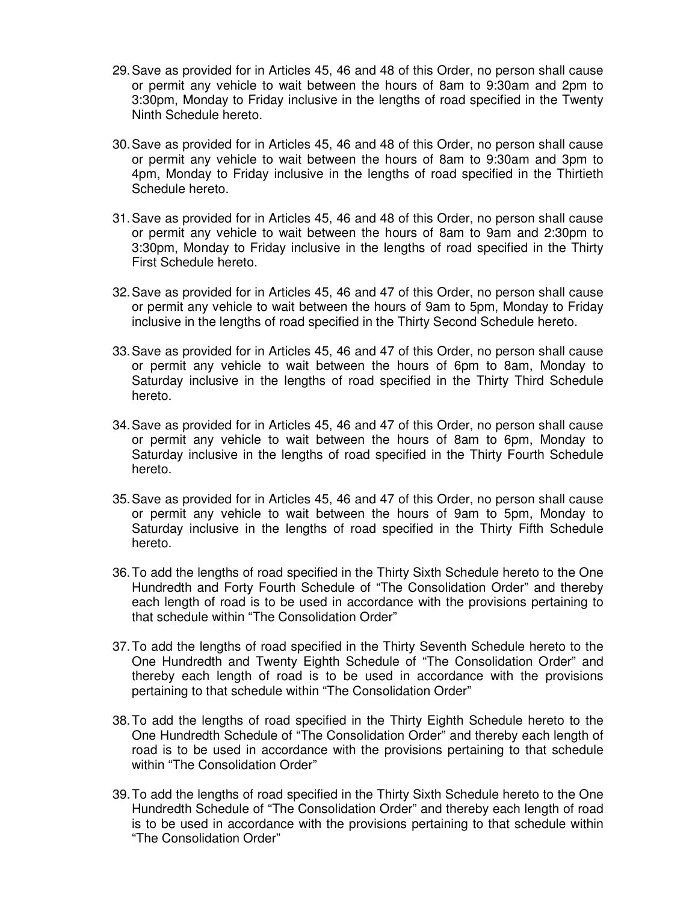29. Save as provided for in Articles 45, 46 and 48 of this Order, no person shall cause or permit any vehicle to wait between the hours of 8am to 9:30am and 2pm to 3:30pm, Monday to Friday inclusive in the lengths of road specified in the Twenty Ninth Schedule hereto.

30. Save as provided for in Articles 45, 46 and 48 of this Order, no person shall cause or permit any vehicle to wait between the hours of 8am to 9:30am and 3pm to 4pm, Monday to Friday inclusive in the lengths of road specified in the Thirtieth Schedule hereto.

31. Save as provided for in Articles 45, 46 and 48 of this Order, no person shall cause or permit any vehicle to wait between the hours of 8am to 9am and 2:30pm to 3:30pm, Monday to Friday inclusive in the lengths of road specified in the Thirty First Schedule hereto.

32. Save as provided for in Articles 45, 46 and 47 of this Order, no person shall cause or permit any vehicle to wait between the hours of 9am to 5pm, Monday to Friday inclusive in the lengths of road specified in the Thirty Second Schedule hereto.

33. Save as provided for in Articles 45, 46 and 47 of this Order, no person shall cause or permit any vehicle to wait between the hours of 6pm to 8am, Monday to Saturday inclusive in the lengths of road specified in the Thirty Third Schedule hereto.

34. Save as provided for in Articles 45, 46 and 47 of this Order, no person shall cause or permit any vehicle to wait between the hours of 8am to 6pm, Monday to Saturday inclusive in the lengths of road specified in the Thirty Fourth Schedule hereto.

35. Save as provided for in Articles 45, 46 and 47 of this Order, no person shall cause or permit any vehicle to wait between the hours of 9am to 5pm, Monday to Saturday inclusive in the lengths of road specified in the Thirty Fifth Schedule hereto.

36. To add the lengths of road specified in the Thirty Sixth Schedule hereto to the One Hundredth and Forty Fourth Schedule of "The Consolidation Order" and thereby each length of road is to be used in accordance with the provisions pertaining to that schedule within "The Consolidation Order"

37. To add the lengths of road specified in the Thirty Seventh Schedule hereto to the One Hundredth and Twenty Eighth Schedule of "The Consolidation Order" and thereby each length of road is to be used in accordance with the provisions pertaining to that schedule within "The Consolidation Order"

38. To add the lengths of road specified in the Thirty Eighth Schedule hereto to the One Hundredth Schedule of "The Consolidation Order" and thereby each length of road is to be used in accordance with the provisions pertaining to that schedule within "The Consolidation Order"

39. To add the lengths of road specified in the Thirty Sixth Schedule hereto to the One Hundredth Schedule of "The Consolidation Order" and thereby each length of road is to be used in accordance with the provisions pertaining to that schedule within "The Consolidation Order"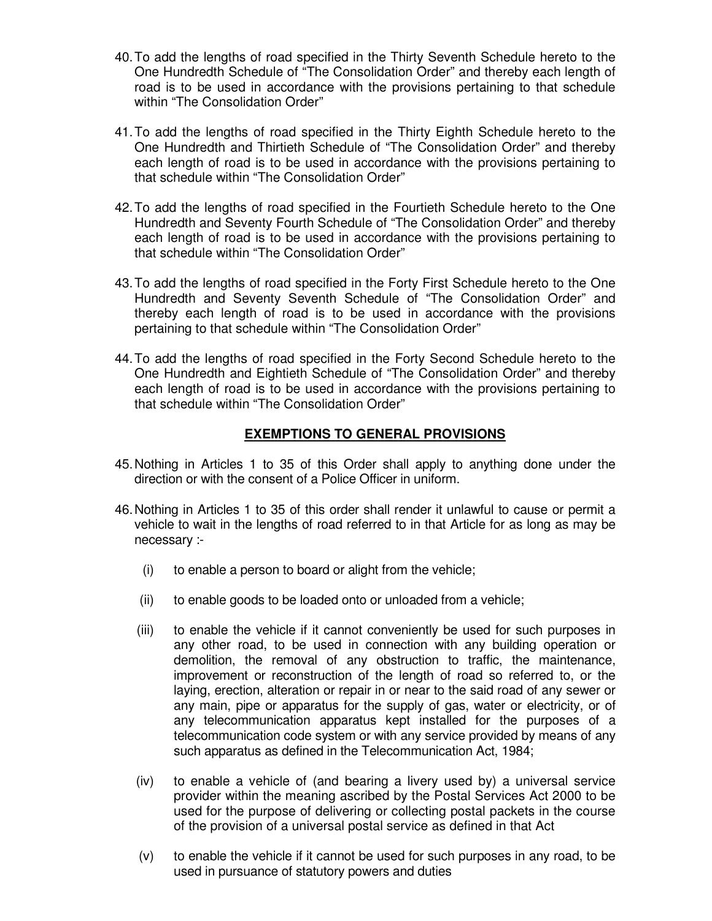40. To add the lengths of road specified in the Thirty Seventh Schedule hereto to the One Hundredth Schedule of "The Consolidation Order" and thereby each length of road is to be used in accordance with the provisions pertaining to that schedule within "The Consolidation Order"

41. To add the lengths of road specified in the Thirty Eighth Schedule hereto to the One Hundredth and Thirtieth Schedule of "The Consolidation Order" and thereby each length of road is to be used in accordance with the provisions pertaining to that schedule within "The Consolidation Order"

42. To add the lengths of road specified in the Fourtieth Schedule hereto to the One Hundredth and Seventy Fourth Schedule of "The Consolidation Order" and thereby each length of road is to be used in accordance with the provisions pertaining to that schedule within "The Consolidation Order"

43. To add the lengths of road specified in the Forty First Schedule hereto to the One Hundredth and Seventy Seventh Schedule of "The Consolidation Order" and thereby each length of road is to be used in accordance with the provisions pertaining to that schedule within "The Consolidation Order"

44. To add the lengths of road specified in the Forty Second Schedule hereto to the One Hundredth and Eightieth Schedule of "The Consolidation Order" and thereby each length of road is to be used in accordance with the provisions pertaining to that schedule within "The Consolidation Order"

## EXEMPTIONS TO GENERAL PROVISIONS

45. Nothing in Articles 1 to 35 of this Order shall apply to anything done under the direction or with the consent of a Police Officer in uniform.

46. Nothing in Articles 1 to 35 of this order shall render it unlawful to cause or permit a vehicle to wait in the lengths of road referred to in that Article for as long as may be necessary :-

   (i) to enable a person to board or alight from the vehicle;

   (ii) to enable goods to be loaded onto or unloaded from a vehicle;

   (iii) to enable the vehicle if it cannot conveniently be used for such purposes in any other road, to be used in connection with any building operation or demolition, the removal of any obstruction to traffic, the maintenance, improvement or reconstruction of the length of road so referred to, or the laying, erection, alteration or repair in or near to the said road of any sewer or any main, pipe or apparatus for the supply of gas, water or electricity, or of any telecommunication apparatus kept installed for the purposes of a telecommunication code system or with any service provided by means of any such apparatus as defined in the Telecommunication Act, 1984;

   (iv) to enable a vehicle of (and bearing a livery used by) a universal service provider within the meaning ascribed by the Postal Services Act 2000 to be used for the purpose of delivering or collecting postal packets in the course of the provision of a universal postal service as defined in that Act

   (v) to enable the vehicle if it cannot be used for such purposes in any road, to be used in pursuance of statutory powers and duties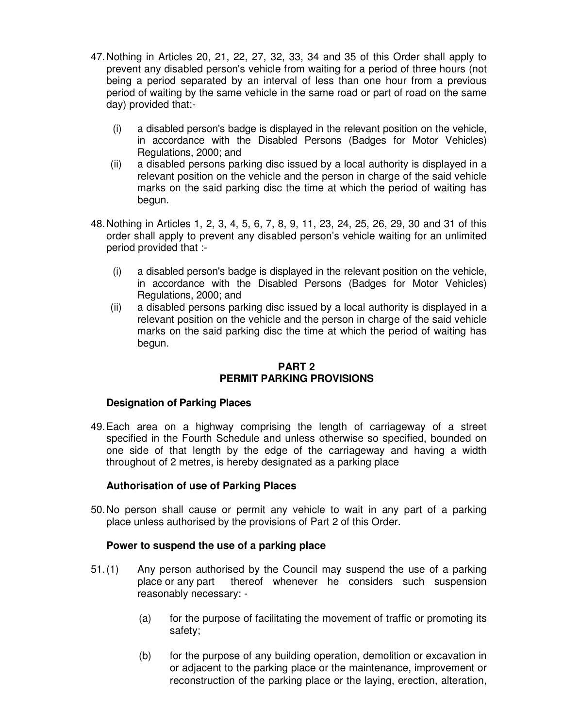47. Nothing in Articles 20, 21, 22, 27, 32, 33, 34 and 35 of this Order shall apply to prevent any disabled person's vehicle from waiting for a period of three hours (not being a period separated by an interval of less than one hour from a previous period of waiting by the same vehicle in the same road or part of road on the same day) provided that:-

    (i) a disabled person's badge is displayed in the relevant position on the vehicle, in accordance with the Disabled Persons (Badges for Motor Vehicles) Regulations, 2000; and

    (ii) a disabled persons parking disc issued by a local authority is displayed in a relevant position on the vehicle and the person in charge of the said vehicle marks on the said parking disc the time at which the period of waiting has begun.

48. Nothing in Articles 1, 2, 3, 4, 5, 6, 7, 8, 9, 11, 23, 24, 25, 26, 29, 30 and 31 of this order shall apply to prevent any disabled person's vehicle waiting for an unlimited period provided that :-

    (i) a disabled person's badge is displayed in the relevant position on the vehicle, in accordance with the Disabled Persons (Badges for Motor Vehicles) Regulations, 2000; and

    (ii) a disabled persons parking disc issued by a local authority is displayed in a relevant position on the vehicle and the person in charge of the said vehicle marks on the said parking disc the time at which the period of waiting has begun.

## PART 2
## PERMIT PARKING PROVISIONS

### Designation of Parking Places

49. Each area on a highway comprising the length of carriageway of a street specified in the Fourth Schedule and unless otherwise so specified, bounded on one side of that length by the edge of the carriageway and having a width throughout of 2 metres, is hereby designated as a parking place

### Authorisation of use of Parking Places

50. No person shall cause or permit any vehicle to wait in any part of a parking place unless authorised by the provisions of Part 2 of this Order.

### Power to suspend the use of a parking place

51. (1) Any person authorised by the Council may suspend the use of a parking place or any part thereof whenever he considers such suspension reasonably necessary: -

    (a) for the purpose of facilitating the movement of traffic or promoting its safety;

    (b) for the purpose of any building operation, demolition or excavation in or adjacent to the parking place or the maintenance, improvement or reconstruction of the parking place or the laying, erection, alteration,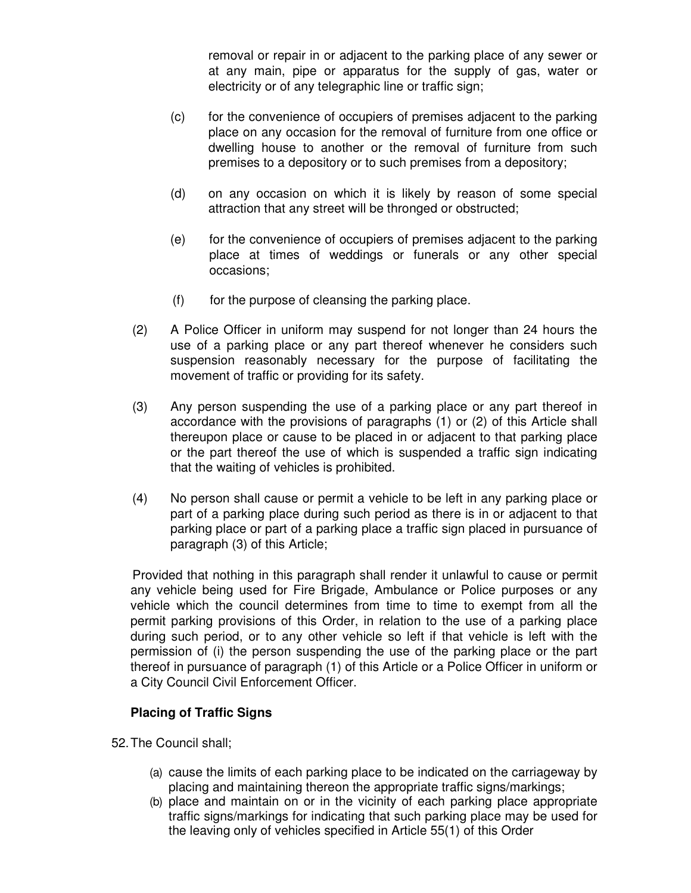removal or repair in or adjacent to the parking place of any sewer or at any main, pipe or apparatus for the supply of gas, water or electricity or of any telegraphic line or traffic sign;

(c) for the convenience of occupiers of premises adjacent to the parking place on any occasion for the removal of furniture from one office or dwelling house to another or the removal of furniture from such premises to a depository or to such premises from a depository;

(d) on any occasion on which it is likely by reason of some special attraction that any street will be thronged or obstructed;

(e) for the convenience of occupiers of premises adjacent to the parking place at times of weddings or funerals or any other special occasions;

(f) for the purpose of cleansing the parking place.

(2) A Police Officer in uniform may suspend for not longer than 24 hours the use of a parking place or any part thereof whenever he considers such suspension reasonably necessary for the purpose of facilitating the movement of traffic or providing for its safety.

(3) Any person suspending the use of a parking place or any part thereof in accordance with the provisions of paragraphs (1) or (2) of this Article shall thereupon place or cause to be placed in or adjacent to that parking place or the part thereof the use of which is suspended a traffic sign indicating that the waiting of vehicles is prohibited.

(4) No person shall cause or permit a vehicle to be left in any parking place or part of a parking place during such period as there is in or adjacent to that parking place or part of a parking place a traffic sign placed in pursuance of paragraph (3) of this Article;

Provided that nothing in this paragraph shall render it unlawful to cause or permit any vehicle being used for Fire Brigade, Ambulance or Police purposes or any vehicle which the council determines from time to time to exempt from all the permit parking provisions of this Order, in relation to the use of a parking place during such period, or to any other vehicle so left if that vehicle is left with the permission of (i) the person suspending the use of the parking place or the part thereof in pursuance of paragraph (1) of this Article or a Police Officer in uniform or a City Council Civil Enforcement Officer.

**Placing of Traffic Signs**

52. The Council shall;

(a) cause the limits of each parking place to be indicated on the carriageway by placing and maintaining thereon the appropriate traffic signs/markings;
(b) place and maintain on or in the vicinity of each parking place appropriate traffic signs/markings for indicating that such parking place may be used for the leaving only of vehicles specified in Article 55(1) of this Order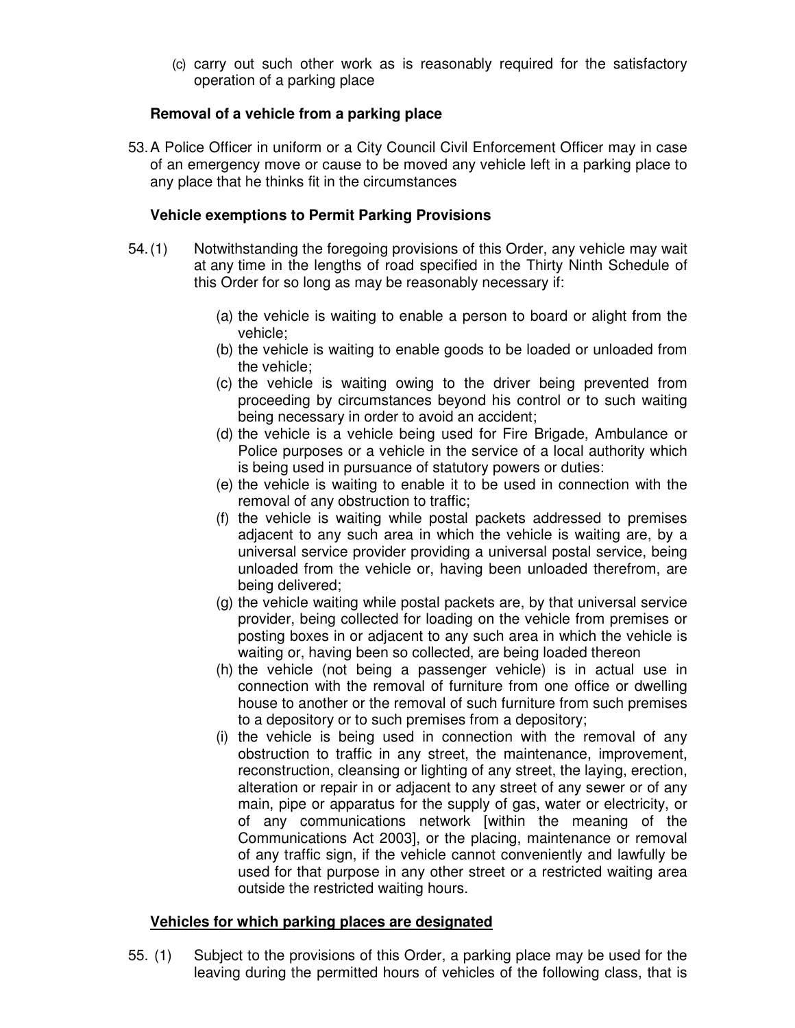(c) carry out such other work as is reasonably required for the satisfactory operation of a parking place

**Removal of a vehicle from a parking place**

53. A Police Officer in uniform or a City Council Civil Enforcement Officer may in case of an emergency move or cause to be moved any vehicle left in a parking place to any place that he thinks fit in the circumstances

**Vehicle exemptions to Permit Parking Provisions**

54. (1) Notwithstanding the foregoing provisions of this Order, any vehicle may wait at any time in the lengths of road specified in the Thirty Ninth Schedule of this Order for so long as may be reasonably necessary if:

(a) the vehicle is waiting to enable a person to board or alight from the vehicle;
(b) the vehicle is waiting to enable goods to be loaded or unloaded from the vehicle;
(c) the vehicle is waiting owing to the driver being prevented from proceeding by circumstances beyond his control or to such waiting being necessary in order to avoid an accident;
(d) the vehicle is a vehicle being used for Fire Brigade, Ambulance or Police purposes or a vehicle in the service of a local authority which is being used in pursuance of statutory powers or duties:
(e) the vehicle is waiting to enable it to be used in connection with the removal of any obstruction to traffic;
(f) the vehicle is waiting while postal packets addressed to premises adjacent to any such area in which the vehicle is waiting are, by a universal service provider providing a universal postal service, being unloaded from the vehicle or, having been unloaded therefrom, are being delivered;
(g) the vehicle waiting while postal packets are, by that universal service provider, being collected for loading on the vehicle from premises or posting boxes in or adjacent to any such area in which the vehicle is waiting or, having been so collected, are being loaded thereon
(h) the vehicle (not being a passenger vehicle) is in actual use in connection with the removal of furniture from one office or dwelling house to another or the removal of such furniture from such premises to a depository or to such premises from a depository;
(i) the vehicle is being used in connection with the removal of any obstruction to traffic in any street, the maintenance, improvement, reconstruction, cleansing or lighting of any street, the laying, erection, alteration or repair in or adjacent to any street of any sewer or of any main, pipe or apparatus for the supply of gas, water or electricity, or of any communications network [within the meaning of the Communications Act 2003], or the placing, maintenance or removal of any traffic sign, if the vehicle cannot conveniently and lawfully be used for that purpose in any other street or a restricted waiting area outside the restricted waiting hours.

**<u>Vehicles for which parking places are designated</u>**

55. (1) Subject to the provisions of this Order, a parking place may be used for the leaving during the permitted hours of vehicles of the following class, that is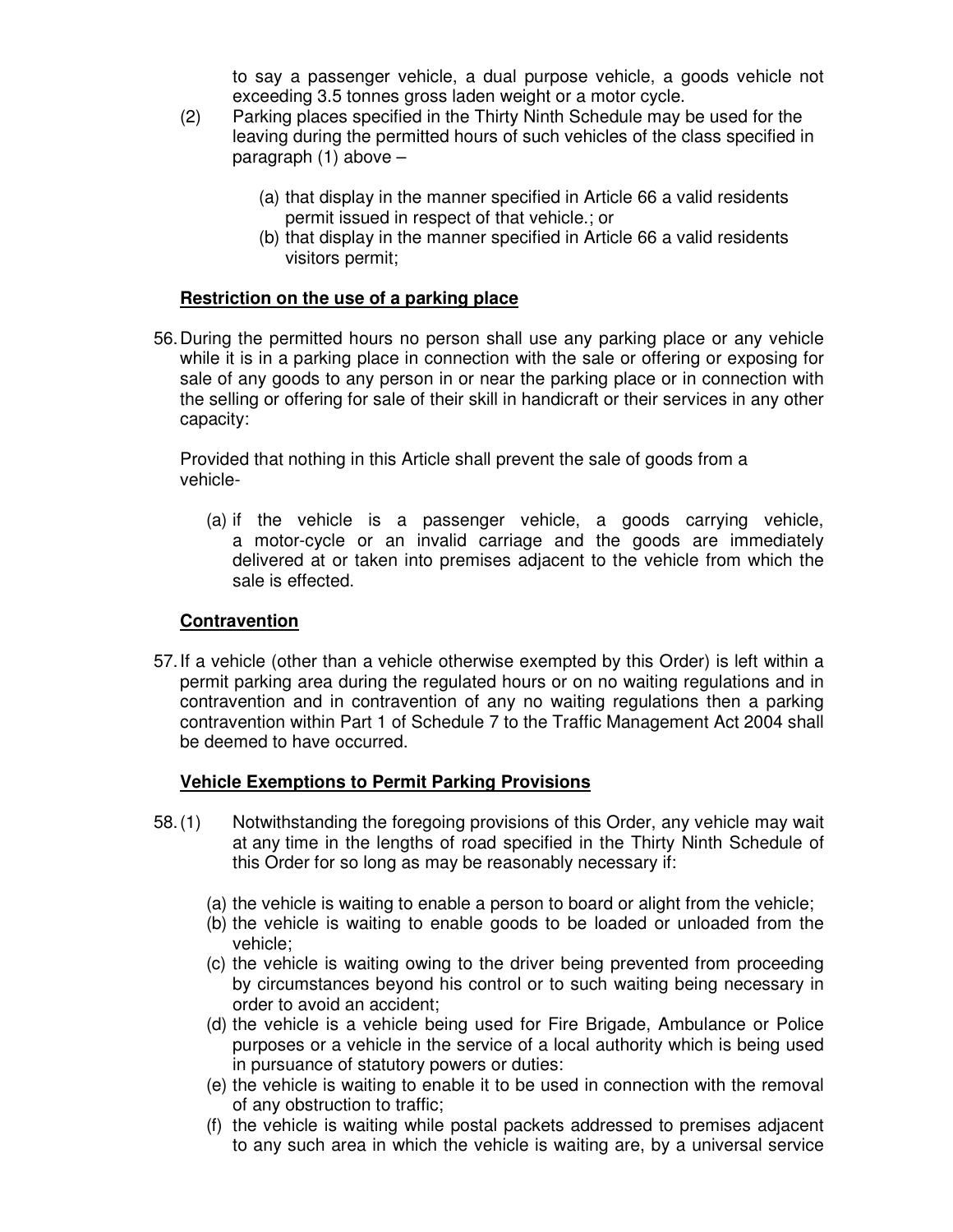to say a passenger vehicle, a dual purpose vehicle, a goods vehicle not exceeding 3.5 tonnes gross laden weight or a motor cycle.

(2) Parking places specified in the Thirty Ninth Schedule may be used for the leaving during the permitted hours of such vehicles of the class specified in paragraph (1) above –

  (a) that display in the manner specified in Article 66 a valid residents permit issued in respect of that vehicle.; or
  (b) that display in the manner specified in Article 66 a valid residents visitors permit;

**Restriction on the use of a parking place**

56. During the permitted hours no person shall use any parking place or any vehicle while it is in a parking place in connection with the sale or offering or exposing for sale of any goods to any person in or near the parking place or in connection with the selling or offering for sale of their skill in handicraft or their services in any other capacity:

Provided that nothing in this Article shall prevent the sale of goods from a vehicle-

  (a) if the vehicle is a passenger vehicle, a goods carrying vehicle, a motor-cycle or an invalid carriage and the goods are immediately delivered at or taken into premises adjacent to the vehicle from which the sale is effected.

**Contravention**

57. If a vehicle (other than a vehicle otherwise exempted by this Order) is left within a permit parking area during the regulated hours or on no waiting regulations and in contravention and in contravention of any no waiting regulations then a parking contravention within Part 1 of Schedule 7 to the Traffic Management Act 2004 shall be deemed to have occurred.

**Vehicle Exemptions to Permit Parking Provisions**

58. (1) Notwithstanding the foregoing provisions of this Order, any vehicle may wait at any time in the lengths of road specified in the Thirty Ninth Schedule of this Order for so long as may be reasonably necessary if:

  (a) the vehicle is waiting to enable a person to board or alight from the vehicle;
  (b) the vehicle is waiting to enable goods to be loaded or unloaded from the vehicle;
  (c) the vehicle is waiting owing to the driver being prevented from proceeding by circumstances beyond his control or to such waiting being necessary in order to avoid an accident;
  (d) the vehicle is a vehicle being used for Fire Brigade, Ambulance or Police purposes or a vehicle in the service of a local authority which is being used in pursuance of statutory powers or duties:
  (e) the vehicle is waiting to enable it to be used in connection with the removal of any obstruction to traffic;
  (f) the vehicle is waiting while postal packets addressed to premises adjacent to any such area in which the vehicle is waiting are, by a universal service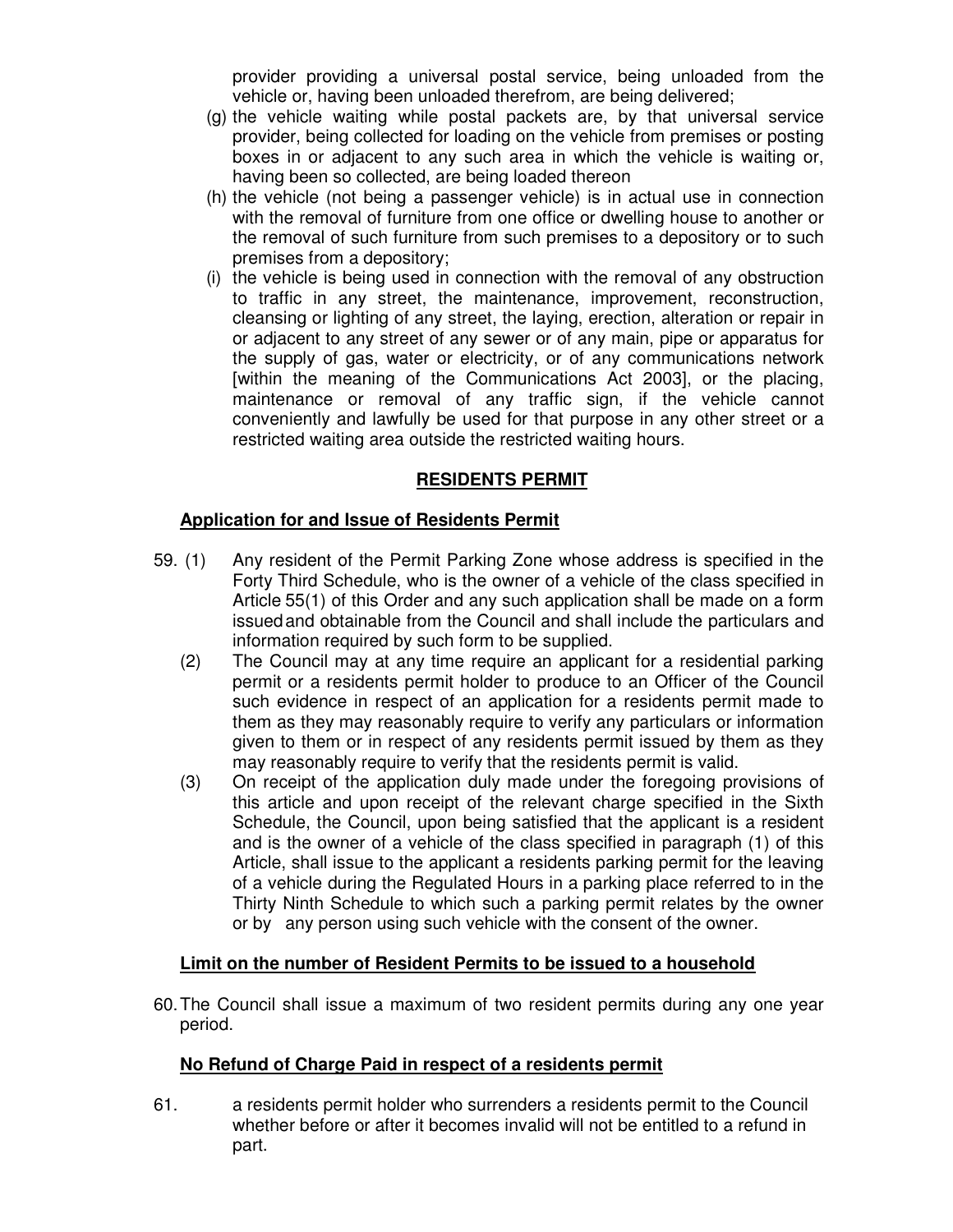provider providing a universal postal service, being unloaded from the vehicle or, having been unloaded therefrom, are being delivered;

(g) the vehicle waiting while postal packets are, by that universal service provider, being collected for loading on the vehicle from premises or posting boxes in or adjacent to any such area in which the vehicle is waiting or, having been so collected, are being loaded thereon

(h) the vehicle (not being a passenger vehicle) is in actual use in connection with the removal of furniture from one office or dwelling house to another or the removal of such furniture from such premises to a depository or to such premises from a depository;

(i) the vehicle is being used in connection with the removal of any obstruction to traffic in any street, the maintenance, improvement, reconstruction, cleansing or lighting of any street, the laying, erection, alteration or repair in or adjacent to any street of any sewer or of any main, pipe or apparatus for the supply of gas, water or electricity, or of any communications network [within the meaning of the Communications Act 2003], or the placing, maintenance or removal of any traffic sign, if the vehicle cannot conveniently and lawfully be used for that purpose in any other street or a restricted waiting area outside the restricted waiting hours.

## RESIDENTS PERMIT

### Application for and Issue of Residents Permit

59. (1) Any resident of the Permit Parking Zone whose address is specified in the Forty Third Schedule, who is the owner of a vehicle of the class specified in Article 55(1) of this Order and any such application shall be made on a form issued and obtainable from the Council and shall include the particulars and information required by such form to be supplied.

(2) The Council may at any time require an applicant for a residential parking permit or a residents permit holder to produce to an Officer of the Council such evidence in respect of an application for a residents permit made to them as they may reasonably require to verify any particulars or information given to them or in respect of any residents permit issued by them as they may reasonably require to verify that the residents permit is valid.

(3) On receipt of the application duly made under the foregoing provisions of this article and upon receipt of the relevant charge specified in the Sixth Schedule, the Council, upon being satisfied that the applicant is a resident and is the owner of a vehicle of the class specified in paragraph (1) of this Article, shall issue to the applicant a residents parking permit for the leaving of a vehicle during the Regulated Hours in a parking place referred to in the Thirty Ninth Schedule to which such a parking permit relates by the owner or by any person using such vehicle with the consent of the owner.

### Limit on the number of Resident Permits to be issued to a household

60. The Council shall issue a maximum of two resident permits during any one year period.

### No Refund of Charge Paid in respect of a residents permit

61. a residents permit holder who surrenders a residents permit to the Council whether before or after it becomes invalid will not be entitled to a refund in part.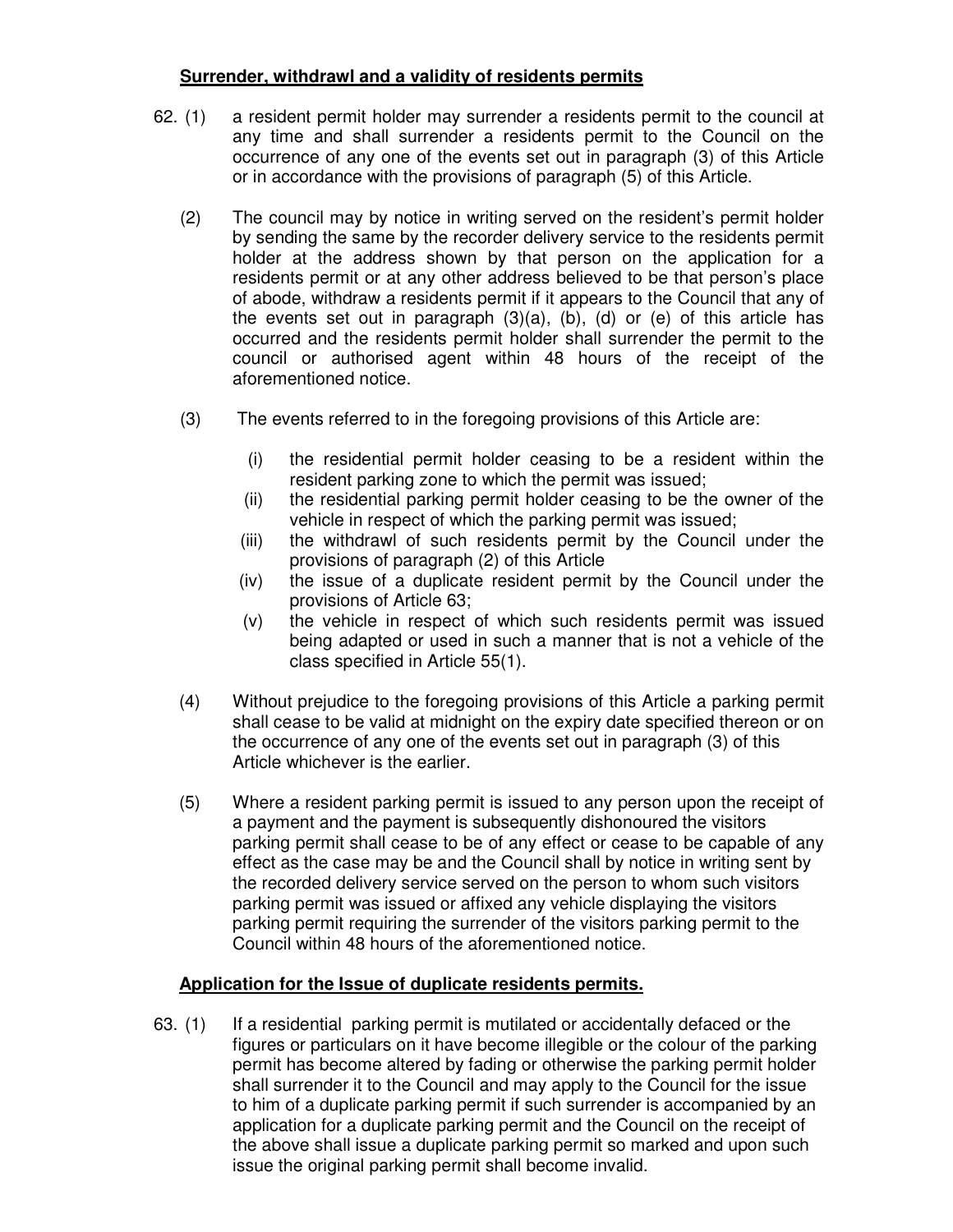**Surrender, withdrawl and a validity of residents permits**

62. (1) a resident permit holder may surrender a residents permit to the council at any time and shall surrender a residents permit to the Council on the occurrence of any one of the events set out in paragraph (3) of this Article or in accordance with the provisions of paragraph (5) of this Article.

(2) The council may by notice in writing served on the resident's permit holder by sending the same by the recorder delivery service to the residents permit holder at the address shown by that person on the application for a residents permit or at any other address believed to be that person's place of abode, withdraw a residents permit if it appears to the Council that any of the events set out in paragraph (3)(a), (b), (d) or (e) of this article has occurred and the residents permit holder shall surrender the permit to the council or authorised agent within 48 hours of the receipt of the aforementioned notice.

(3) The events referred to in the foregoing provisions of this Article are:

- (i) the residential permit holder ceasing to be a resident within the resident parking zone to which the permit was issued;
- (ii) the residential parking permit holder ceasing to be the owner of the vehicle in respect of which the parking permit was issued;
- (iii) the withdrawl of such residents permit by the Council under the provisions of paragraph (2) of this Article
- (iv) the issue of a duplicate resident permit by the Council under the provisions of Article 63;
- (v) the vehicle in respect of which such residents permit was issued being adapted or used in such a manner that is not a vehicle of the class specified in Article 55(1).

(4) Without prejudice to the foregoing provisions of this Article a parking permit shall cease to be valid at midnight on the expiry date specified thereon or on the occurrence of any one of the events set out in paragraph (3) of this Article whichever is the earlier.

(5) Where a resident parking permit is issued to any person upon the receipt of a payment and the payment is subsequently dishonoured the visitors parking permit shall cease to be of any effect or cease to be capable of any effect as the case may be and the Council shall by notice in writing sent by the recorded delivery service served on the person to whom such visitors parking permit was issued or affixed any vehicle displaying the visitors parking permit requiring the surrender of the visitors parking permit to the Council within 48 hours of the aforementioned notice.

**Application for the Issue of duplicate residents permits.**

63. (1) If a residential parking permit is mutilated or accidentally defaced or the figures or particulars on it have become illegible or the colour of the parking permit has become altered by fading or otherwise the parking permit holder shall surrender it to the Council and may apply to the Council for the issue to him of a duplicate parking permit if such surrender is accompanied by an application for a duplicate parking permit and the Council on the receipt of the above shall issue a duplicate parking permit so marked and upon such issue the original parking permit shall become invalid.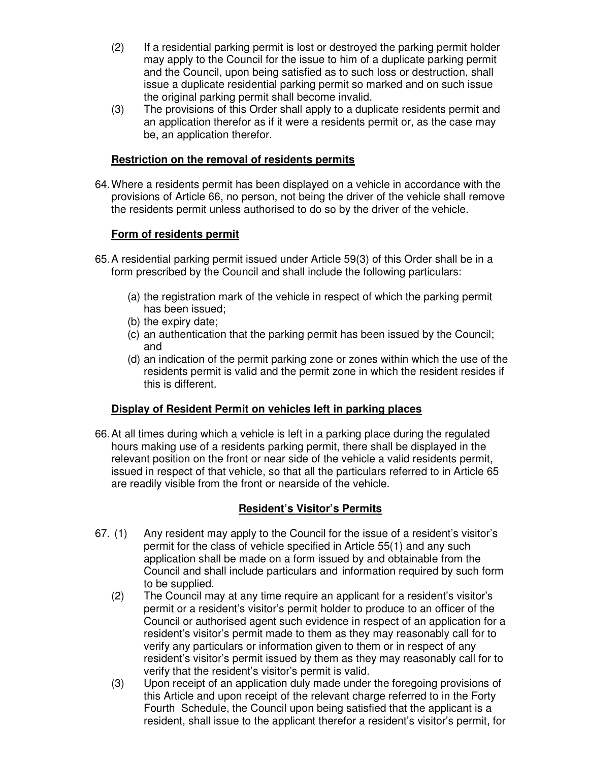(2) If a residential parking permit is lost or destroyed the parking permit holder may apply to the Council for the issue to him of a duplicate parking permit and the Council, upon being satisfied as to such loss or destruction, shall issue a duplicate residential parking permit so marked and on such issue the original parking permit shall become invalid.

(3) The provisions of this Order shall apply to a duplicate residents permit and an application therefor as if it were a residents permit or, as the case may be, an application therefor.

**Restriction on the removal of residents permits**

64. Where a residents permit has been displayed on a vehicle in accordance with the provisions of Article 66, no person, not being the driver of the vehicle shall remove the residents permit unless authorised to do so by the driver of the vehicle.

**Form of residents permit**

65. A residential parking permit issued under Article 59(3) of this Order shall be in a form prescribed by the Council and shall include the following particulars:

(a) the registration mark of the vehicle in respect of which the parking permit has been issued;
(b) the expiry date;
(c) an authentication that the parking permit has been issued by the Council; and
(d) an indication of the permit parking zone or zones within which the use of the residents permit is valid and the permit zone in which the resident resides if this is different.

**Display of Resident Permit on vehicles left in parking places**

66. At all times during which a vehicle is left in a parking place during the regulated hours making use of a residents parking permit, there shall be displayed in the relevant position on the front or near side of the vehicle a valid residents permit, issued in respect of that vehicle, so that all the particulars referred to in Article 65 are readily visible from the front or nearside of the vehicle.

**Resident's Visitor's Permits**

67. (1) Any resident may apply to the Council for the issue of a resident's visitor's permit for the class of vehicle specified in Article 55(1) and any such application shall be made on a form issued by and obtainable from the Council and shall include particulars and information required by such form to be supplied.

(2) The Council may at any time require an applicant for a resident's visitor's permit or a resident's visitor's permit holder to produce to an officer of the Council or authorised agent such evidence in respect of an application for a resident's visitor's permit made to them as they may reasonably call for to verify any particulars or information given to them or in respect of any resident's visitor's permit issued by them as they may reasonably call for to verify that the resident's visitor's permit is valid.

(3) Upon receipt of an application duly made under the foregoing provisions of this Article and upon receipt of the relevant charge referred to in the Forty Fourth Schedule, the Council upon being satisfied that the applicant is a resident, shall issue to the applicant therefor a resident's visitor's permit, for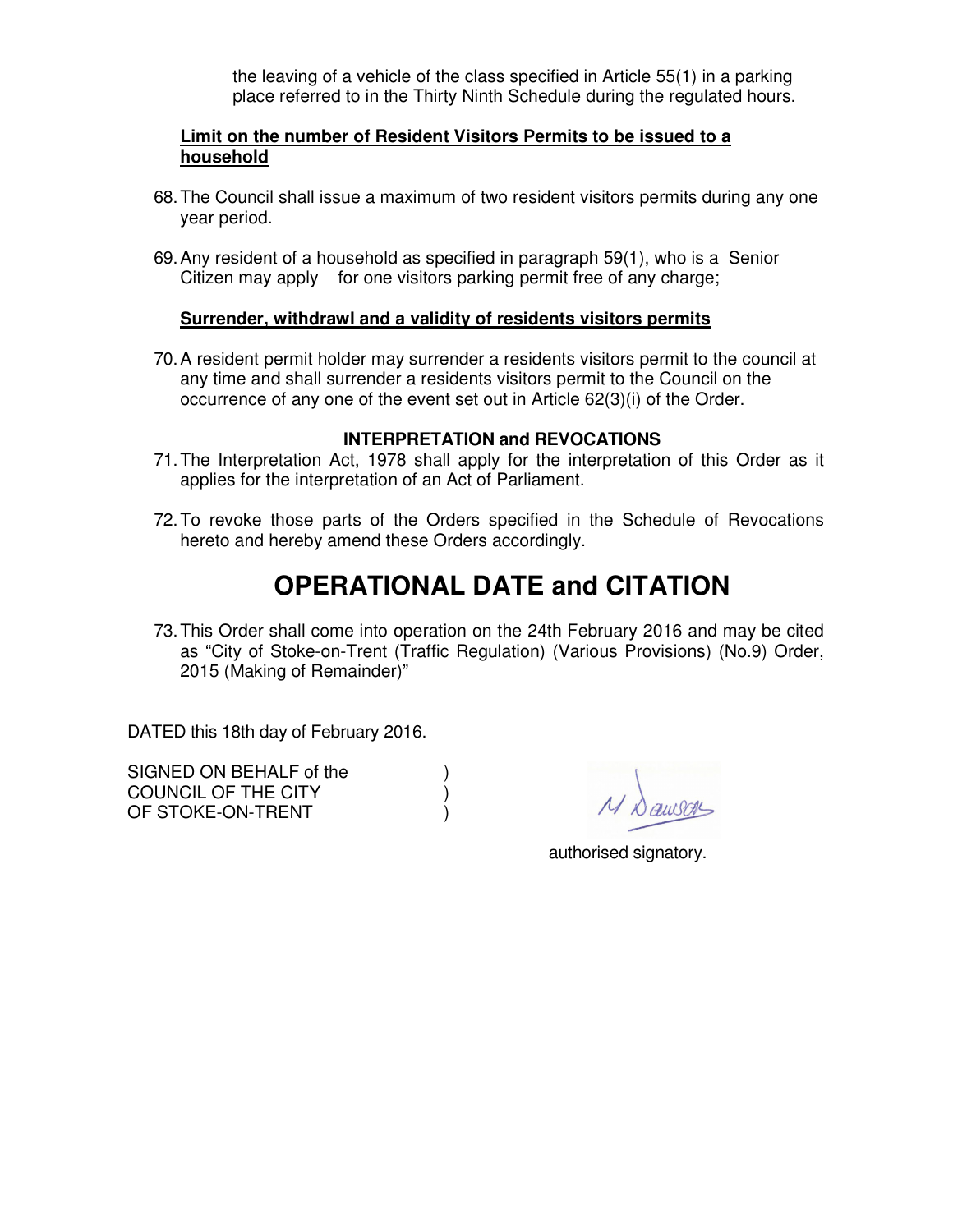the leaving of a vehicle of the class specified in Article 55(1) in a parking place referred to in the Thirty Ninth Schedule during the regulated hours.

**Limit on the number of Resident Visitors Permits to be issued to a household**

68. The Council shall issue a maximum of two resident visitors permits during any one year period.

69. Any resident of a household as specified in paragraph 59(1), who is a Senior Citizen may apply for one visitors parking permit free of any charge;

**Surrender, withdrawl and a validity of residents visitors permits**

70. A resident permit holder may surrender a residents visitors permit to the council at any time and shall surrender a residents visitors permit to the Council on the occurrence of any one of the event set out in Article 62(3)(i) of the Order.

**INTERPRETATION and REVOCATIONS**

71. The Interpretation Act, 1978 shall apply for the interpretation of this Order as it applies for the interpretation of an Act of Parliament.

72. To revoke those parts of the Orders specified in the Schedule of Revocations hereto and hereby amend these Orders accordingly.

# OPERATIONAL DATE and CITATION

73. This Order shall come into operation on the 24th February 2016 and may be cited as "City of Stoke-on-Trent (Traffic Regulation) (Various Provisions) (No.9) Order, 2015 (Making of Remainder)"

DATED this 18th day of February 2016.

SIGNED ON BEHALF of the )
COUNCIL OF THE CITY )
OF STOKE-ON-TRENT )

M Dawson

authorised signatory.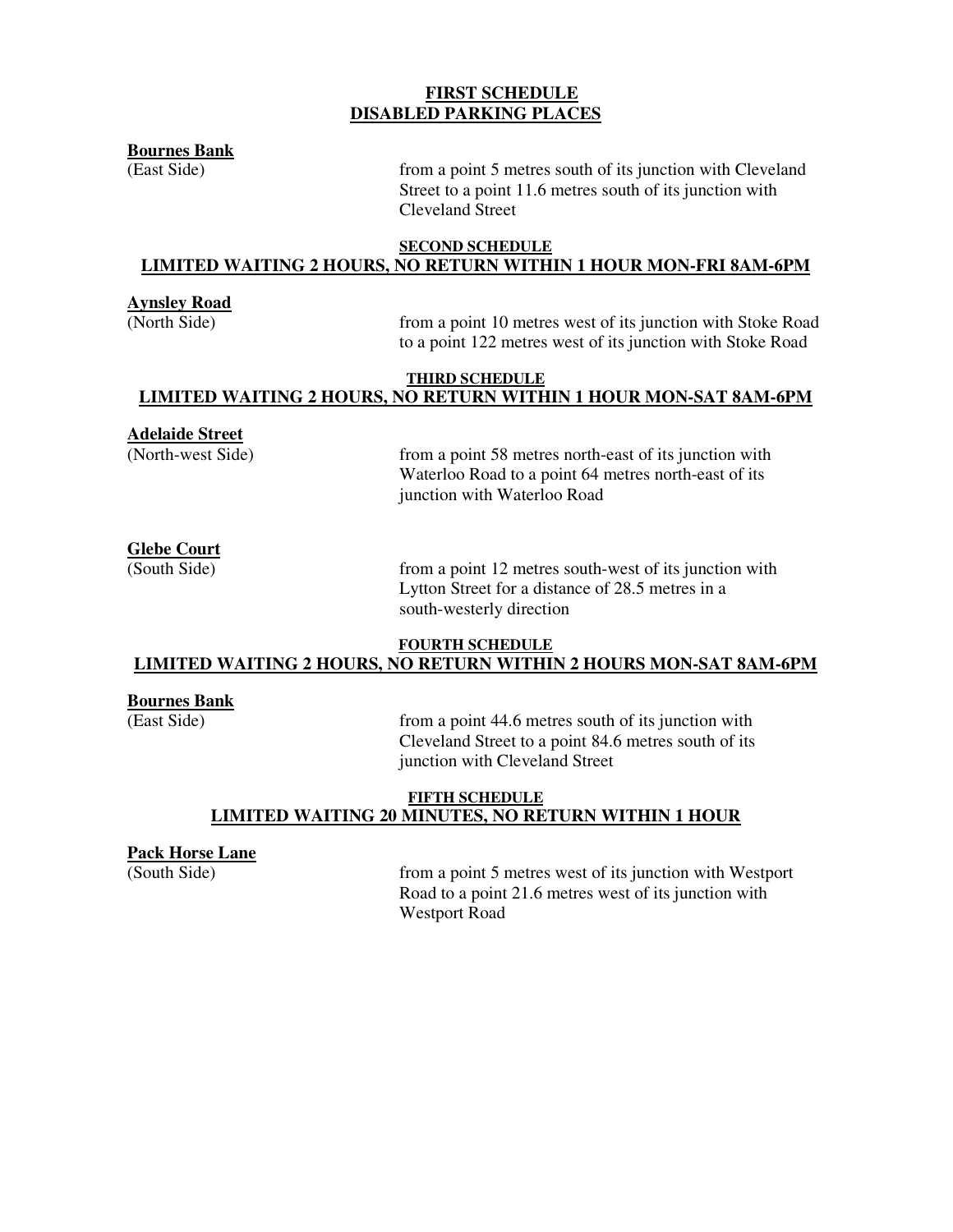## FIRST SCHEDULE
## DISABLED PARKING PLACES

**Bournes Bank**
(East Side) from a point 5 metres south of its junction with Cleveland Street to a point 11.6 metres south of its junction with Cleveland Street

## SECOND SCHEDULE
## LIMITED WAITING 2 HOURS, NO RETURN WITHIN 1 HOUR MON-FRI 8AM-6PM

**Aynsley Road**
(North Side) from a point 10 metres west of its junction with Stoke Road to a point 122 metres west of its junction with Stoke Road

## THIRD SCHEDULE
## LIMITED WAITING 2 HOURS, NO RETURN WITHIN 1 HOUR MON-SAT 8AM-6PM

**Adelaide Street**
(North-west Side) from a point 58 metres north-east of its junction with Waterloo Road to a point 64 metres north-east of its junction with Waterloo Road

**Glebe Court**
(South Side) from a point 12 metres south-west of its junction with Lytton Street for a distance of 28.5 metres in a south-westerly direction

## FOURTH SCHEDULE
## LIMITED WAITING 2 HOURS, NO RETURN WITHIN 2 HOURS MON-SAT 8AM-6PM

**Bournes Bank**
(East Side) from a point 44.6 metres south of its junction with Cleveland Street to a point 84.6 metres south of its junction with Cleveland Street

## FIFTH SCHEDULE
## LIMITED WAITING 20 MINUTES, NO RETURN WITHIN 1 HOUR

**Pack Horse Lane**
(South Side) from a point 5 metres west of its junction with Westport Road to a point 21.6 metres west of its junction with Westport Road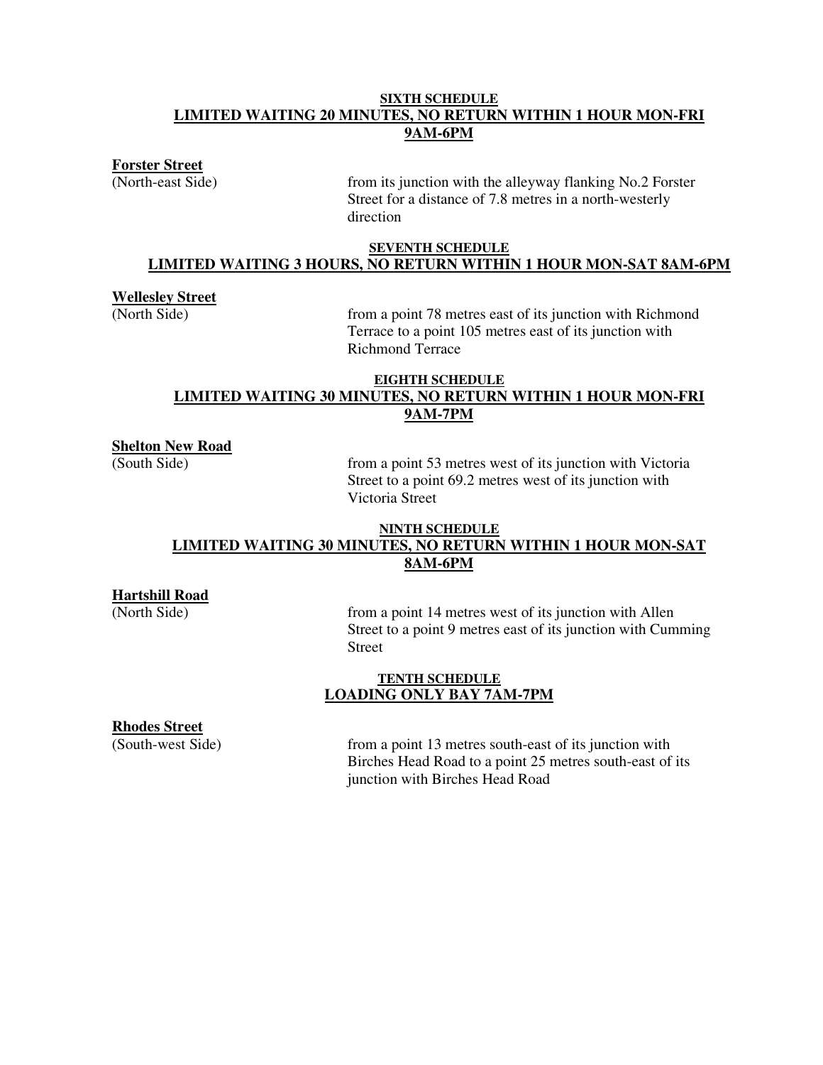## SIXTH SCHEDULE
## LIMITED WAITING 20 MINUTES, NO RETURN WITHIN 1 HOUR MON-FRI 9AM-6PM

**Forster Street**

| | |
|---|---|
| (North-east Side) | from its junction with the alleyway flanking No.2 Forster Street for a distance of 7.8 metres in a north-westerly direction |

## SEVENTH SCHEDULE
## LIMITED WAITING 3 HOURS, NO RETURN WITHIN 1 HOUR MON-SAT 8AM-6PM

**Wellesley Street**

| | |
|---|---|
| (North Side) | from a point 78 metres east of its junction with Richmond Terrace to a point 105 metres east of its junction with Richmond Terrace |

## EIGHTH SCHEDULE
## LIMITED WAITING 30 MINUTES, NO RETURN WITHIN 1 HOUR MON-FRI 9AM-7PM

**Shelton New Road**

| | |
|---|---|
| (South Side) | from a point 53 metres west of its junction with Victoria Street to a point 69.2 metres west of its junction with Victoria Street |

## NINTH SCHEDULE
## LIMITED WAITING 30 MINUTES, NO RETURN WITHIN 1 HOUR MON-SAT 8AM-6PM

**Hartshill Road**

| | |
|---|---|
| (North Side) | from a point 14 metres west of its junction with Allen Street to a point 9 metres east of its junction with Cumming Street |

## TENTH SCHEDULE
## LOADING ONLY BAY 7AM-7PM

**Rhodes Street**

| | |
|---|---|
| (South-west Side) | from a point 13 metres south-east of its junction with Birches Head Road to a point 25 metres south-east of its junction with Birches Head Road |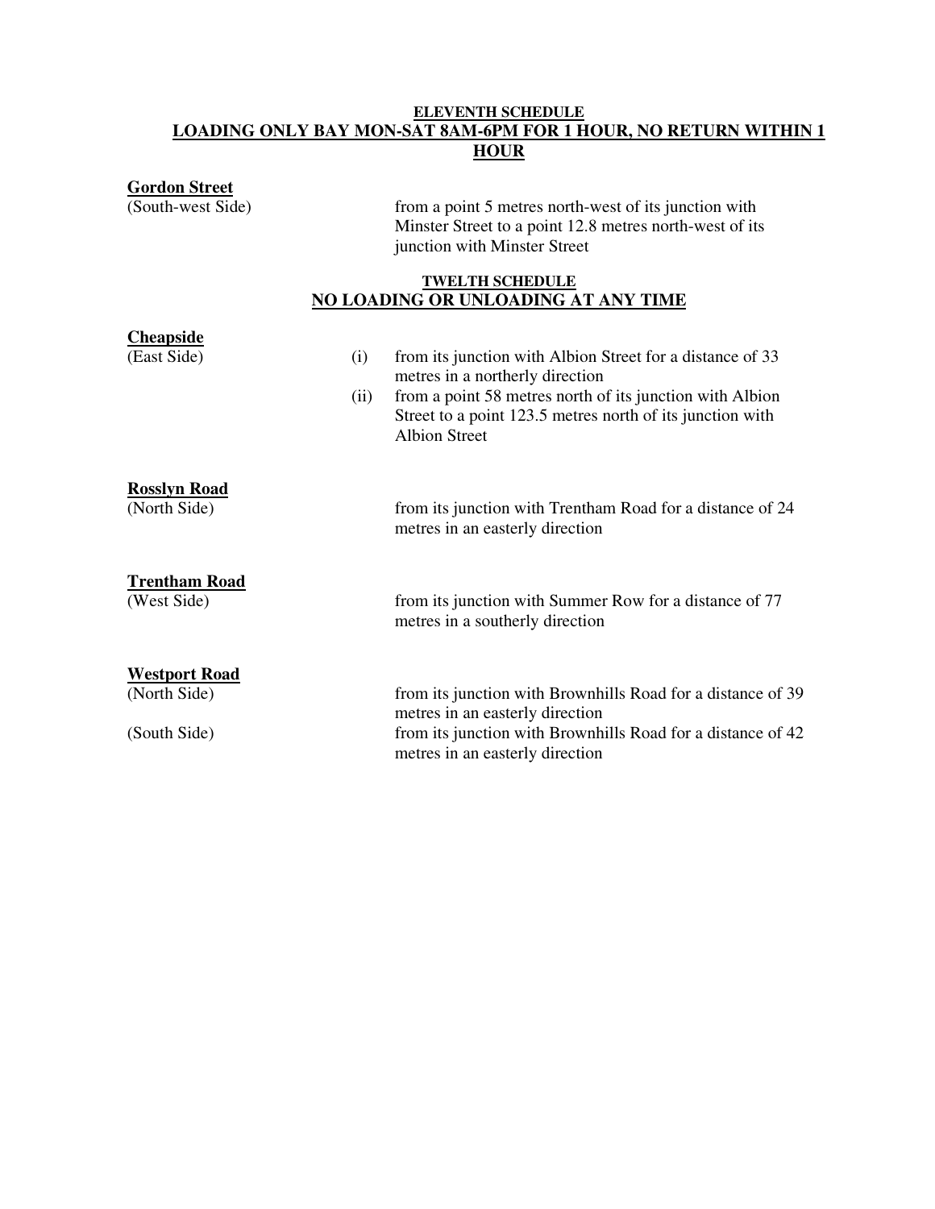## ELEVENTH SCHEDULE

## LOADING ONLY BAY MON-SAT 8AM-6PM FOR 1 HOUR, NO RETURN WITHIN 1 HOUR

**Gordon Street**

| | |
|---|---|
| (South-west Side) | from a point 5 metres north-west of its junction with Minster Street to a point 12.8 metres north-west of its junction with Minster Street |

## TWELTH SCHEDULE

## NO LOADING OR UNLOADING AT ANY TIME

**Cheapside**

| | | |
|---|---|---|
| (East Side) | (i) | from its junction with Albion Street for a distance of 33 metres in a northerly direction |
| | (ii) | from a point 58 metres north of its junction with Albion Street to a point 123.5 metres north of its junction with Albion Street |

**Rosslyn Road**

| | |
|---|---|
| (North Side) | from its junction with Trentham Road for a distance of 24 metres in an easterly direction |

**Trentham Road**

| | |
|---|---|
| (West Side) | from its junction with Summer Row for a distance of 77 metres in a southerly direction |

**Westport Road**

| | |
|---|---|
| (North Side) | from its junction with Brownhills Road for a distance of 39 metres in an easterly direction |
| (South Side) | from its junction with Brownhills Road for a distance of 42 metres in an easterly direction |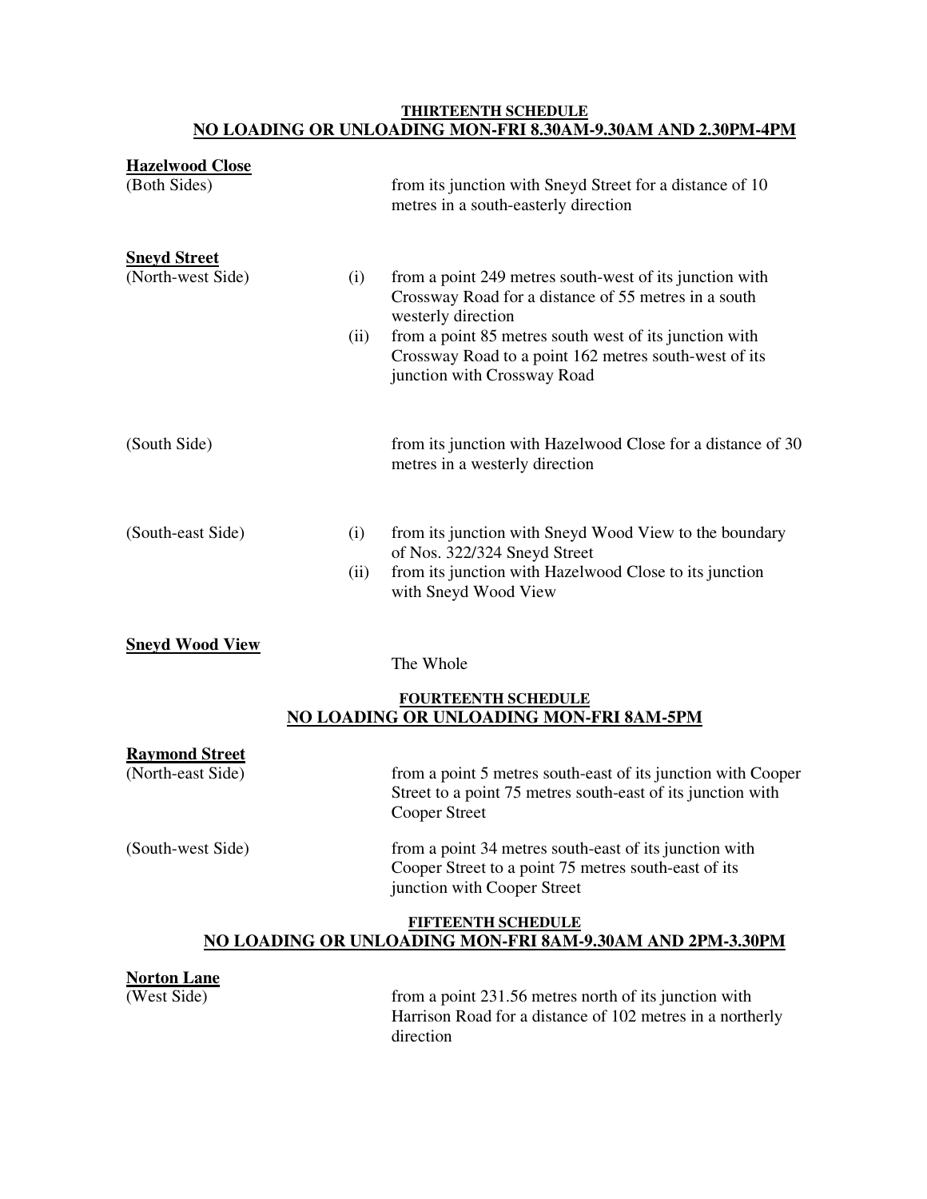## THIRTEENTH SCHEDULE
## NO LOADING OR UNLOADING MON-FRI 8.30AM-9.30AM AND 2.30PM-4PM

**Hazelwood Close**

(Both Sides) — from its junction with Sneyd Street for a distance of 10 metres in a south-easterly direction

**Sneyd Street**

(North-west Side)

(i) from a point 249 metres south-west of its junction with Crossway Road for a distance of 55 metres in a south westerly direction

(ii) from a point 85 metres south west of its junction with Crossway Road to a point 162 metres south-west of its junction with Crossway Road

(South Side) — from its junction with Hazelwood Close for a distance of 30 metres in a westerly direction

(South-east Side)

(i) from its junction with Sneyd Wood View to the boundary of Nos. 322/324 Sneyd Street

(ii) from its junction with Hazelwood Close to its junction with Sneyd Wood View

**Sneyd Wood View**

The Whole

## FOURTEENTH SCHEDULE
## NO LOADING OR UNLOADING MON-FRI 8AM-5PM

**Raymond Street**

(North-east Side) — from a point 5 metres south-east of its junction with Cooper Street to a point 75 metres south-east of its junction with Cooper Street

(South-west Side) — from a point 34 metres south-east of its junction with Cooper Street to a point 75 metres south-east of its junction with Cooper Street

## FIFTEENTH SCHEDULE
## NO LOADING OR UNLOADING MON-FRI 8AM-9.30AM AND 2PM-3.30PM

**Norton Lane**

(West Side) — from a point 231.56 metres north of its junction with Harrison Road for a distance of 102 metres in a northerly direction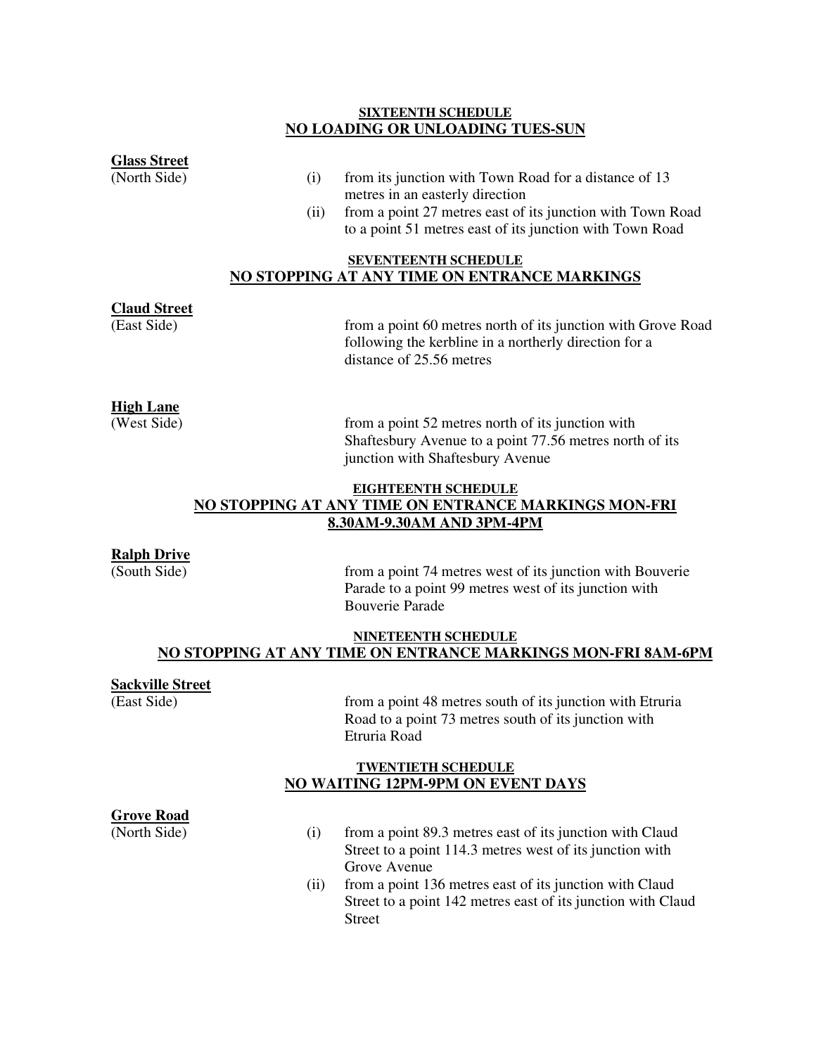## SIXTEENTH SCHEDULE
## NO LOADING OR UNLOADING TUES-SUN

**Glass Street**
(North Side)

(i) from its junction with Town Road for a distance of 13 metres in an easterly direction

(ii) from a point 27 metres east of its junction with Town Road to a point 51 metres east of its junction with Town Road

## SEVENTEENTH SCHEDULE
## NO STOPPING AT ANY TIME ON ENTRANCE MARKINGS

**Claud Street**
(East Side)

from a point 60 metres north of its junction with Grove Road following the kerbline in a northerly direction for a distance of 25.56 metres

**High Lane**
(West Side)

from a point 52 metres north of its junction with Shaftesbury Avenue to a point 77.56 metres north of its junction with Shaftesbury Avenue

## EIGHTEENTH SCHEDULE
## NO STOPPING AT ANY TIME ON ENTRANCE MARKINGS MON-FRI 8.30AM-9.30AM AND 3PM-4PM

**Ralph Drive**
(South Side)

from a point 74 metres west of its junction with Bouverie Parade to a point 99 metres west of its junction with Bouverie Parade

## NINETEENTH SCHEDULE
## NO STOPPING AT ANY TIME ON ENTRANCE MARKINGS MON-FRI 8AM-6PM

**Sackville Street**
(East Side)

from a point 48 metres south of its junction with Etruria Road to a point 73 metres south of its junction with Etruria Road

## TWENTIETH SCHEDULE
## NO WAITING 12PM-9PM ON EVENT DAYS

**Grove Road**
(North Side)

(i) from a point 89.3 metres east of its junction with Claud Street to a point 114.3 metres west of its junction with Grove Avenue

(ii) from a point 136 metres east of its junction with Claud Street to a point 142 metres east of its junction with Claud Street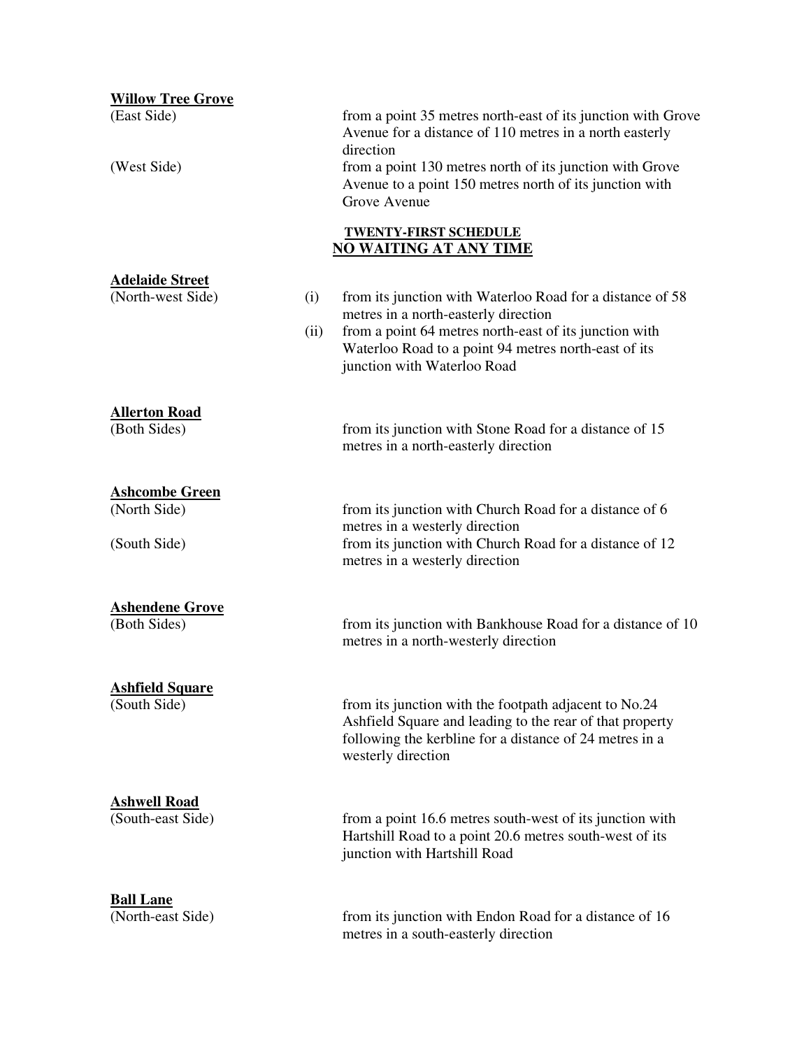**Willow Tree Grove**

(East Side) from a point 35 metres north-east of its junction with Grove Avenue for a distance of 110 metres in a north easterly direction

(West Side) from a point 130 metres north of its junction with Grove Avenue to a point 150 metres north of its junction with Grove Avenue

## TWENTY-FIRST SCHEDULE
## NO WAITING AT ANY TIME

**Adelaide Street**

(North-west Side)

(i) from its junction with Waterloo Road for a distance of 58 metres in a north-easterly direction
(ii) from a point 64 metres north-east of its junction with Waterloo Road to a point 94 metres north-east of its junction with Waterloo Road

**Allerton Road**

(Both Sides) from its junction with Stone Road for a distance of 15 metres in a north-easterly direction

**Ashcombe Green**

(North Side) from its junction with Church Road for a distance of 6 metres in a westerly direction

(South Side) from its junction with Church Road for a distance of 12 metres in a westerly direction

**Ashendene Grove**

(Both Sides) from its junction with Bankhouse Road for a distance of 10 metres in a north-westerly direction

**Ashfield Square**

(South Side) from its junction with the footpath adjacent to No.24 Ashfield Square and leading to the rear of that property following the kerbline for a distance of 24 metres in a westerly direction

**Ashwell Road**

(South-east Side) from a point 16.6 metres south-west of its junction with Hartshill Road to a point 20.6 metres south-west of its junction with Hartshill Road

**Ball Lane**

(North-east Side) from its junction with Endon Road for a distance of 16 metres in a south-easterly direction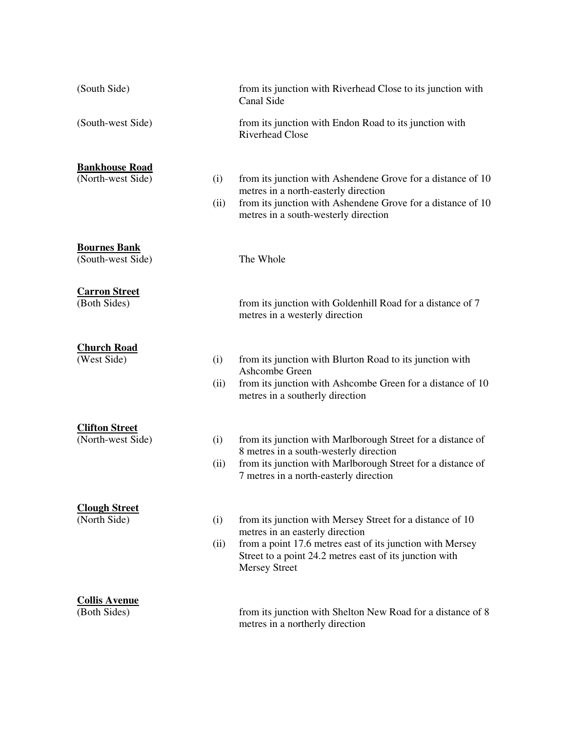| | | |
|---|---|---|
| (South Side) | | from its junction with Riverhead Close to its junction with Canal Side |
| (South-west Side) | | from its junction with Endon Road to its junction with Riverhead Close |
| **Bankhouse Road** | | |
| (North-west Side) | (i) | from its junction with Ashendene Grove for a distance of 10 metres in a north-easterly direction |
| | (ii) | from its junction with Ashendene Grove for a distance of 10 metres in a south-westerly direction |
| **Bournes Bank** | | |
| (South-west Side) | | The Whole |
| **Carron Street** | | |
| (Both Sides) | | from its junction with Goldenhill Road for a distance of 7 metres in a westerly direction |
| **Church Road** | | |
| (West Side) | (i) | from its junction with Blurton Road to its junction with Ashcombe Green |
| | (ii) | from its junction with Ashcombe Green for a distance of 10 metres in a southerly direction |
| **Clifton Street** | | |
| (North-west Side) | (i) | from its junction with Marlborough Street for a distance of 8 metres in a south-westerly direction |
| | (ii) | from its junction with Marlborough Street for a distance of 7 metres in a north-easterly direction |
| **Clough Street** | | |
| (North Side) | (i) | from its junction with Mersey Street for a distance of 10 metres in an easterly direction |
| | (ii) | from a point 17.6 metres east of its junction with Mersey Street to a point 24.2 metres east of its junction with Mersey Street |
| **Collis Avenue** | | |
| (Both Sides) | | from its junction with Shelton New Road for a distance of 8 metres in a northerly direction |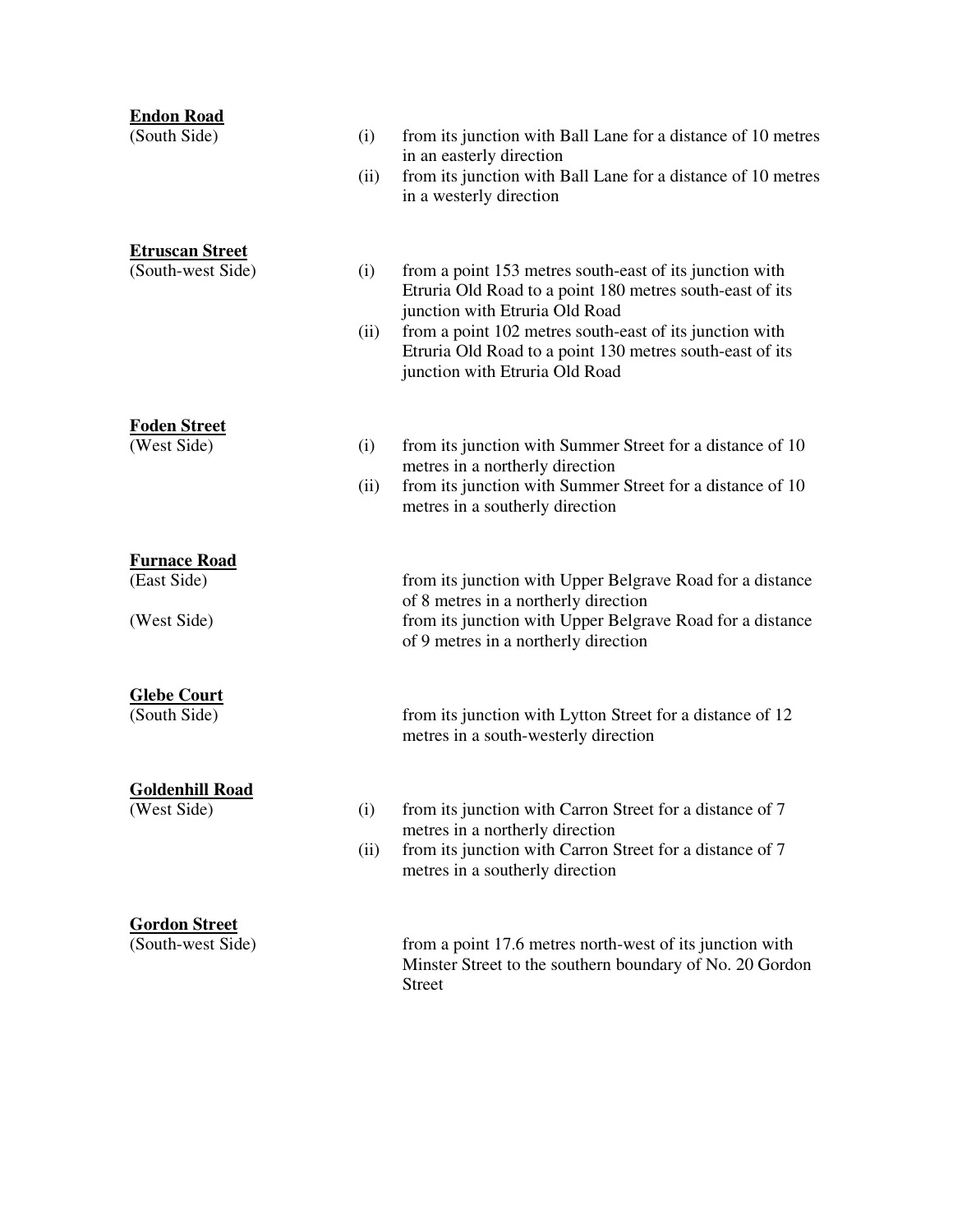**Endon Road**
(South Side)

(i) from its junction with Ball Lane for a distance of 10 metres in an easterly direction
(ii) from its junction with Ball Lane for a distance of 10 metres in a westerly direction

**Etruscan Street**
(South-west Side)

(i) from a point 153 metres south-east of its junction with Etruria Old Road to a point 180 metres south-east of its junction with Etruria Old Road
(ii) from a point 102 metres south-east of its junction with Etruria Old Road to a point 130 metres south-east of its junction with Etruria Old Road

**Foden Street**
(West Side)

(i) from its junction with Summer Street for a distance of 10 metres in a northerly direction
(ii) from its junction with Summer Street for a distance of 10 metres in a southerly direction

**Furnace Road**
(East Side)

from its junction with Upper Belgrave Road for a distance of 8 metres in a northerly direction

(West Side)

from its junction with Upper Belgrave Road for a distance of 9 metres in a northerly direction

**Glebe Court**
(South Side)

from its junction with Lytton Street for a distance of 12 metres in a south-westerly direction

**Goldenhill Road**
(West Side)

(i) from its junction with Carron Street for a distance of 7 metres in a northerly direction
(ii) from its junction with Carron Street for a distance of 7 metres in a southerly direction

**Gordon Street**
(South-west Side)

from a point 17.6 metres north-west of its junction with Minster Street to the southern boundary of No. 20 Gordon Street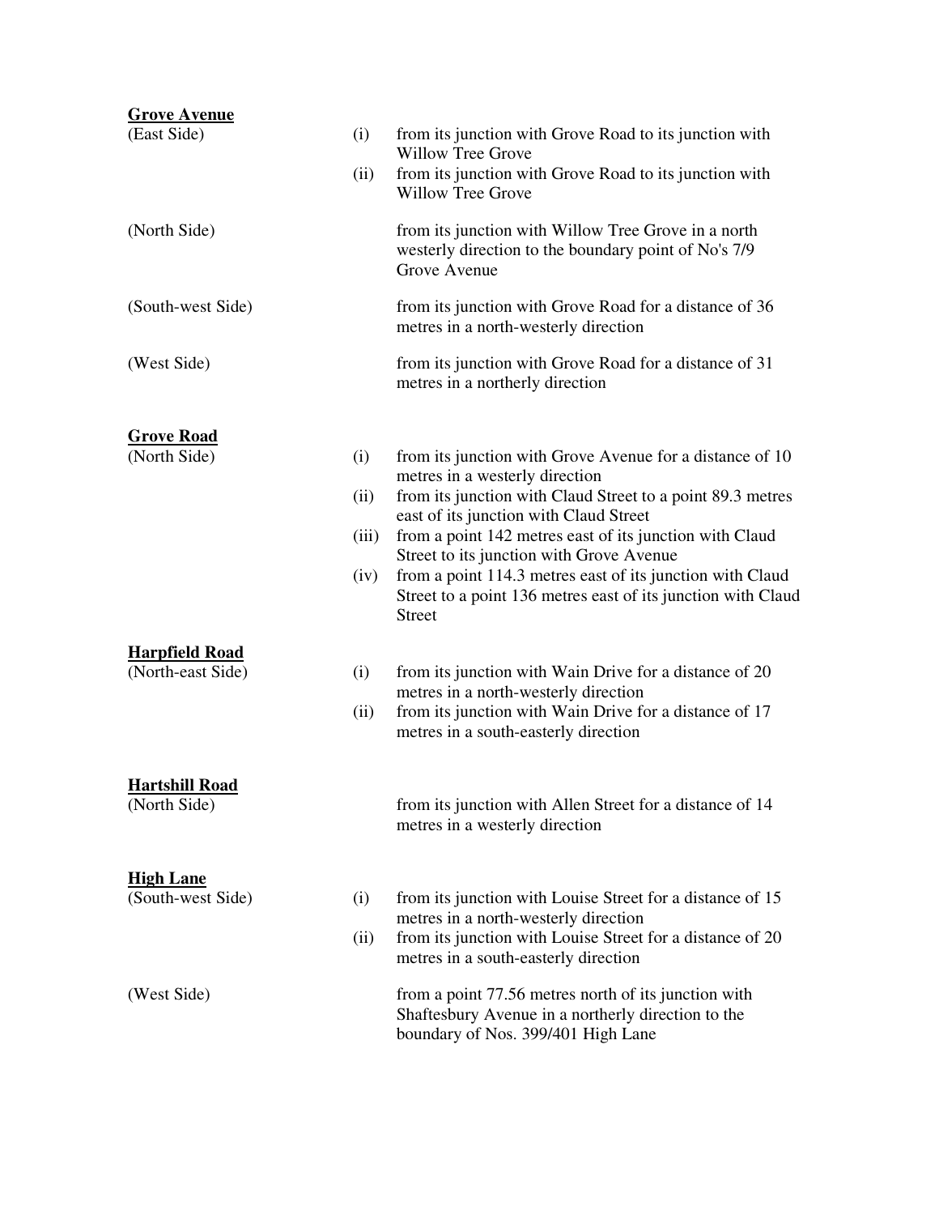**Grove Avenue**

(East Side)

(i) from its junction with Grove Road to its junction with Willow Tree Grove

(ii) from its junction with Grove Road to its junction with Willow Tree Grove

(North Side)

from its junction with Willow Tree Grove in a north westerly direction to the boundary point of No's 7/9 Grove Avenue

(South-west Side)

from its junction with Grove Road for a distance of 36 metres in a north-westerly direction

(West Side)

from its junction with Grove Road for a distance of 31 metres in a northerly direction

**Grove Road**

(North Side)

(i) from its junction with Grove Avenue for a distance of 10 metres in a westerly direction

(ii) from its junction with Claud Street to a point 89.3 metres east of its junction with Claud Street

(iii) from a point 142 metres east of its junction with Claud Street to its junction with Grove Avenue

(iv) from a point 114.3 metres east of its junction with Claud Street to a point 136 metres east of its junction with Claud Street

**Harpfield Road**

(North-east Side)

(i) from its junction with Wain Drive for a distance of 20 metres in a north-westerly direction

(ii) from its junction with Wain Drive for a distance of 17 metres in a south-easterly direction

**Hartshill Road**

(North Side)

from its junction with Allen Street for a distance of 14 metres in a westerly direction

**High Lane**

(South-west Side)

(i) from its junction with Louise Street for a distance of 15 metres in a north-westerly direction

(ii) from its junction with Louise Street for a distance of 20 metres in a south-easterly direction

(West Side)

from a point 77.56 metres north of its junction with Shaftesbury Avenue in a northerly direction to the boundary of Nos. 399/401 High Lane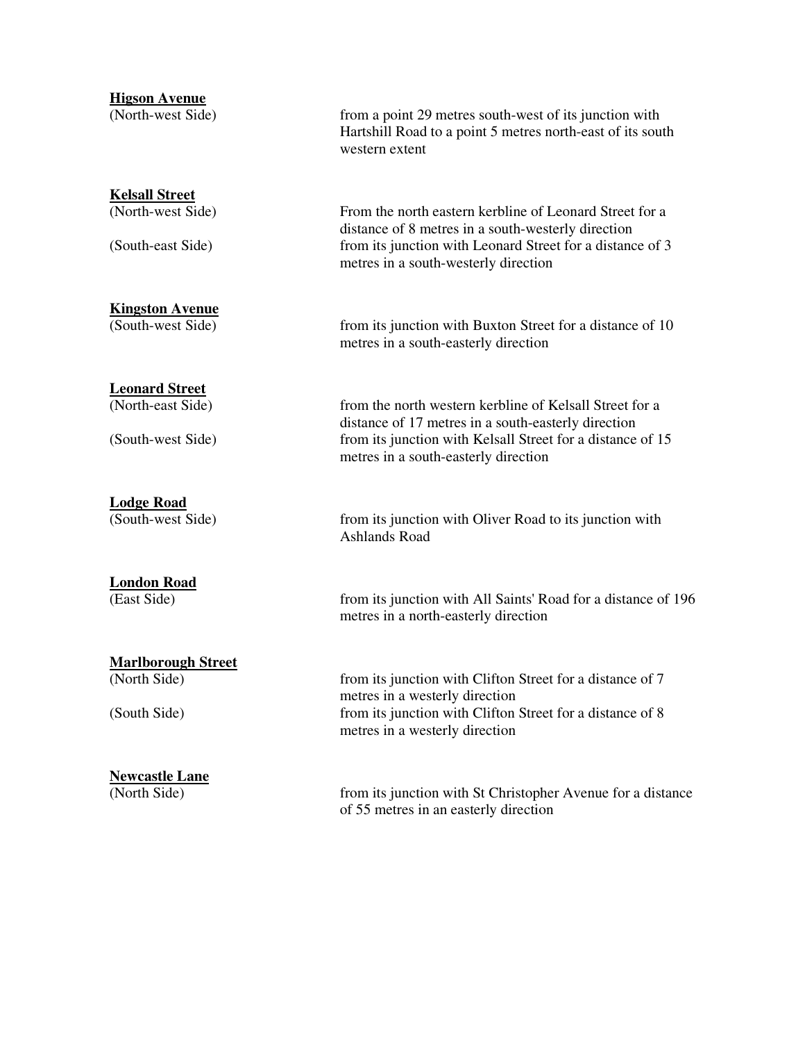**Higson Avenue**

| | |
|---|---|
| (North-west Side) | from a point 29 metres south-west of its junction with Hartshill Road to a point 5 metres north-east of its south western extent |

**Kelsall Street**

| | |
|---|---|
| (North-west Side) | From the north eastern kerbline of Leonard Street for a distance of 8 metres in a south-westerly direction |
| (South-east Side) | from its junction with Leonard Street for a distance of 3 metres in a south-westerly direction |

**Kingston Avenue**

| | |
|---|---|
| (South-west Side) | from its junction with Buxton Street for a distance of 10 metres in a south-easterly direction |

**Leonard Street**

| | |
|---|---|
| (North-east Side) | from the north western kerbline of Kelsall Street for a distance of 17 metres in a south-easterly direction |
| (South-west Side) | from its junction with Kelsall Street for a distance of 15 metres in a south-easterly direction |

**Lodge Road**

| | |
|---|---|
| (South-west Side) | from its junction with Oliver Road to its junction with Ashlands Road |

**London Road**

| | |
|---|---|
| (East Side) | from its junction with All Saints' Road for a distance of 196 metres in a north-easterly direction |

**Marlborough Street**

| | |
|---|---|
| (North Side) | from its junction with Clifton Street for a distance of 7 metres in a westerly direction |
| (South Side) | from its junction with Clifton Street for a distance of 8 metres in a westerly direction |

**Newcastle Lane**

| | |
|---|---|
| (North Side) | from its junction with St Christopher Avenue for a distance of 55 metres in an easterly direction |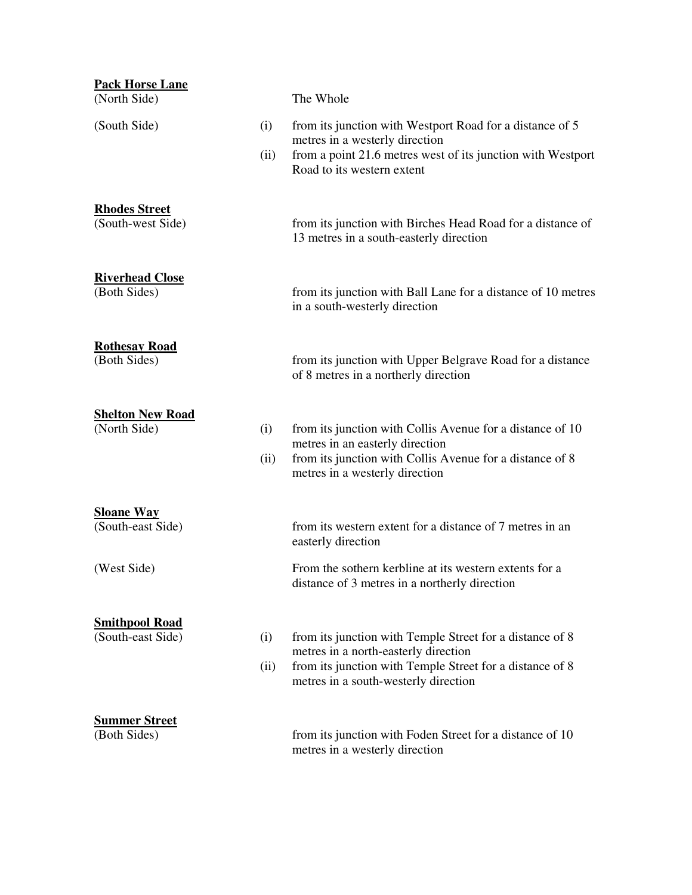**Pack Horse Lane**

| | | |
|---|---|---|
| (North Side) | | The Whole |
| (South Side) | (i) | from its junction with Westport Road for a distance of 5 metres in a westerly direction |
| | (ii) | from a point 21.6 metres west of its junction with Westport Road to its western extent |

**Rhodes Street**

| | | |
|---|---|---|
| (South-west Side) | | from its junction with Birches Head Road for a distance of 13 metres in a south-easterly direction |

**Riverhead Close**

| | | |
|---|---|---|
| (Both Sides) | | from its junction with Ball Lane for a distance of 10 metres in a south-westerly direction |

**Rothesay Road**

| | | |
|---|---|---|
| (Both Sides) | | from its junction with Upper Belgrave Road for a distance of 8 metres in a northerly direction |

**Shelton New Road**

| | | |
|---|---|---|
| (North Side) | (i) | from its junction with Collis Avenue for a distance of 10 metres in an easterly direction |
| | (ii) | from its junction with Collis Avenue for a distance of 8 metres in a westerly direction |

**Sloane Way**

| | | |
|---|---|---|
| (South-east Side) | | from its western extent for a distance of 7 metres in an easterly direction |
| (West Side) | | From the sothern kerbline at its western extents for a distance of 3 metres in a northerly direction |

**Smithpool Road**

| | | |
|---|---|---|
| (South-east Side) | (i) | from its junction with Temple Street for a distance of 8 metres in a north-easterly direction |
| | (ii) | from its junction with Temple Street for a distance of 8 metres in a south-westerly direction |

**Summer Street**

| | | |
|---|---|---|
| (Both Sides) | | from its junction with Foden Street for a distance of 10 metres in a westerly direction |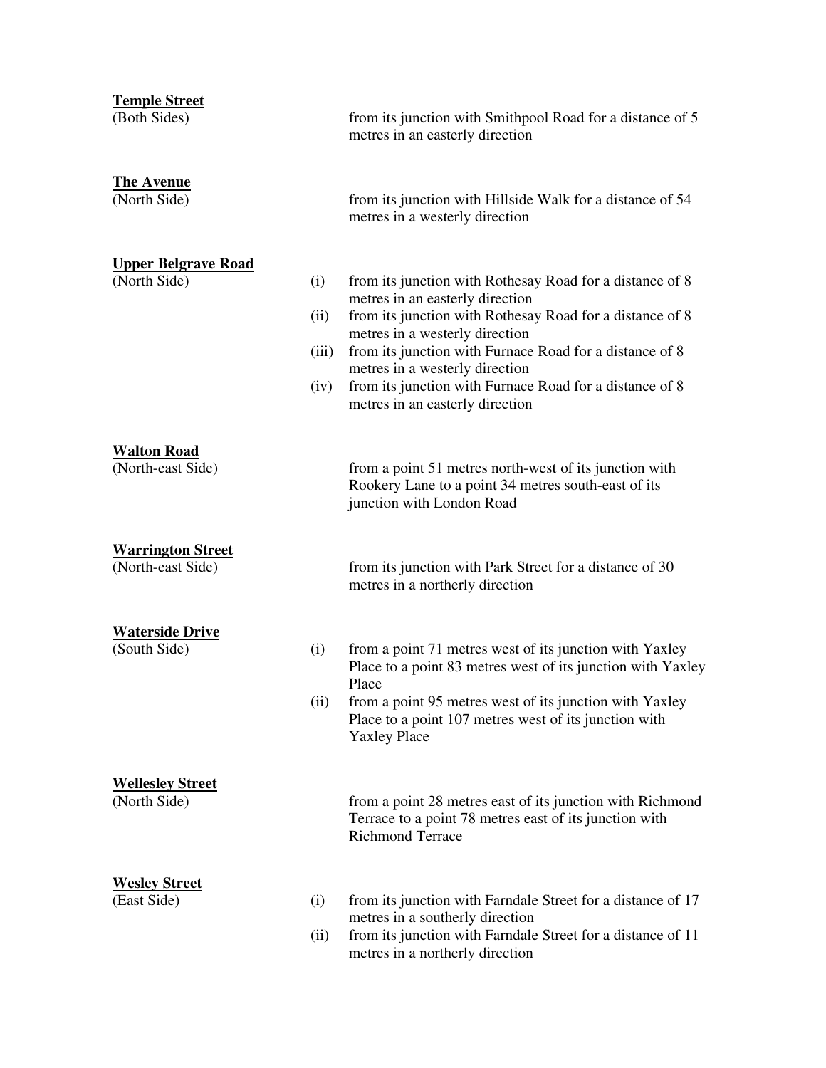**Temple Street**
(Both Sides) — from its junction with Smithpool Road for a distance of 5 metres in an easterly direction

**The Avenue**
(North Side) — from its junction with Hillside Walk for a distance of 54 metres in a westerly direction

**Upper Belgrave Road**
(North Side)

- (i) from its junction with Rothesay Road for a distance of 8 metres in an easterly direction
- (ii) from its junction with Rothesay Road for a distance of 8 metres in a westerly direction
- (iii) from its junction with Furnace Road for a distance of 8 metres in a westerly direction
- (iv) from its junction with Furnace Road for a distance of 8 metres in an easterly direction

**Walton Road**
(North-east Side) — from a point 51 metres north-west of its junction with Rookery Lane to a point 34 metres south-east of its junction with London Road

**Warrington Street**
(North-east Side) — from its junction with Park Street for a distance of 30 metres in a northerly direction

**Waterside Drive**
(South Side)

- (i) from a point 71 metres west of its junction with Yaxley Place to a point 83 metres west of its junction with Yaxley Place
- (ii) from a point 95 metres west of its junction with Yaxley Place to a point 107 metres west of its junction with Yaxley Place

**Wellesley Street**
(North Side) — from a point 28 metres east of its junction with Richmond Terrace to a point 78 metres east of its junction with Richmond Terrace

**Wesley Street**
(East Side)

- (i) from its junction with Farndale Street for a distance of 17 metres in a southerly direction
- (ii) from its junction with Farndale Street for a distance of 11 metres in a northerly direction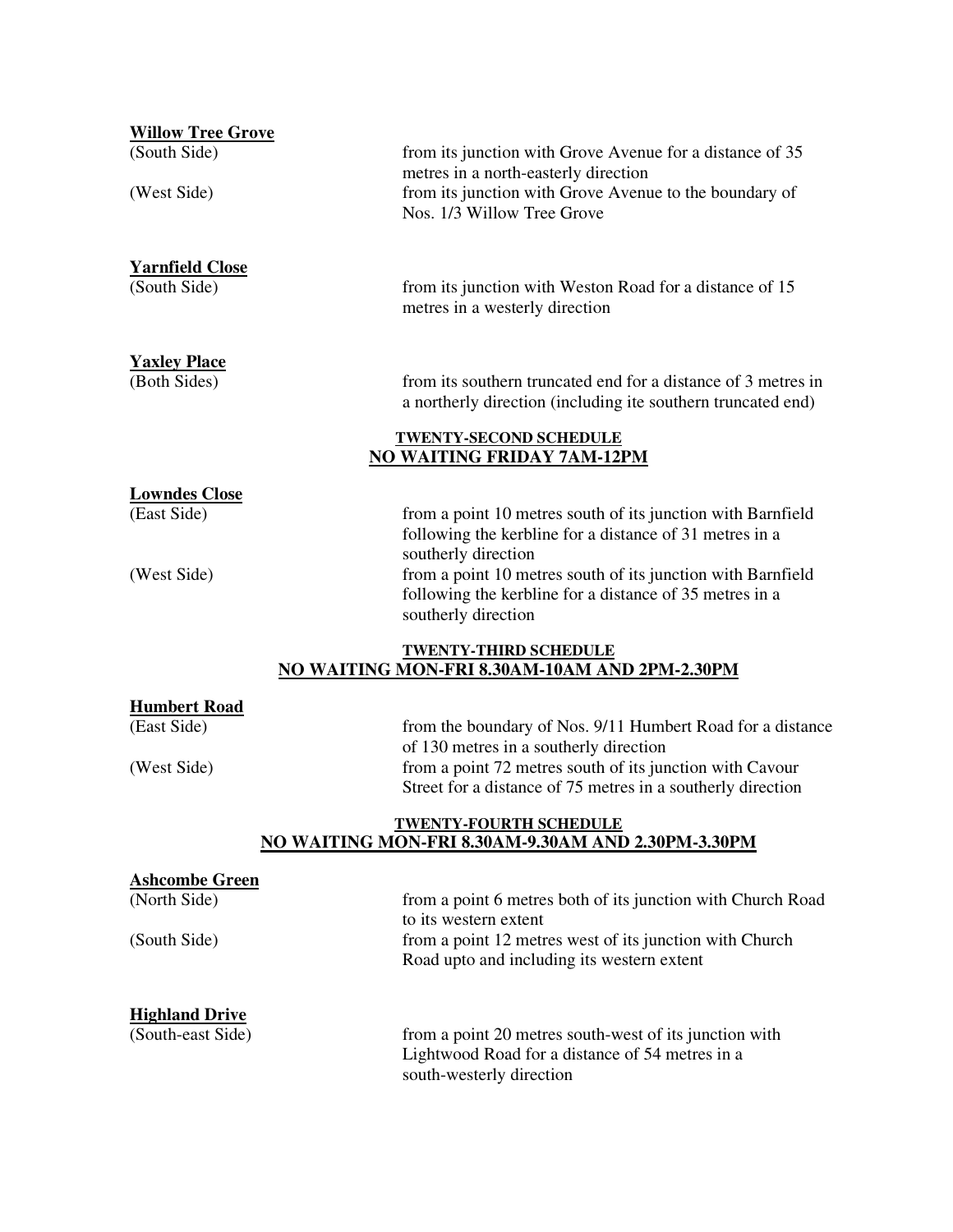**Willow Tree Grove**

| | |
|---|---|
| (South Side) | from its junction with Grove Avenue for a distance of 35 metres in a north-easterly direction |
| (West Side) | from its junction with Grove Avenue to the boundary of Nos. 1/3 Willow Tree Grove |

**Yarnfield Close**

| | |
|---|---|
| (South Side) | from its junction with Weston Road for a distance of 15 metres in a westerly direction |

**Yaxley Place**

| | |
|---|---|
| (Both Sides) | from its southern truncated end for a distance of 3 metres in a northerly direction (including ite southern truncated end) |

## TWENTY-SECOND SCHEDULE
## NO WAITING FRIDAY 7AM-12PM

**Lowndes Close**

| | |
|---|---|
| (East Side) | from a point 10 metres south of its junction with Barnfield following the kerbline for a distance of 31 metres in a southerly direction |
| (West Side) | from a point 10 metres south of its junction with Barnfield following the kerbline for a distance of 35 metres in a southerly direction |

## TWENTY-THIRD SCHEDULE
## NO WAITING MON-FRI 8.30AM-10AM AND 2PM-2.30PM

**Humbert Road**

| | |
|---|---|
| (East Side) | from the boundary of Nos. 9/11 Humbert Road for a distance of 130 metres in a southerly direction |
| (West Side) | from a point 72 metres south of its junction with Cavour Street for a distance of 75 metres in a southerly direction |

## TWENTY-FOURTH SCHEDULE
## NO WAITING MON-FRI 8.30AM-9.30AM AND 2.30PM-3.30PM

**Ashcombe Green**

| | |
|---|---|
| (North Side) | from a point 6 metres both of its junction with Church Road to its western extent |
| (South Side) | from a point 12 metres west of its junction with Church Road upto and including its western extent |

**Highland Drive**

| | |
|---|---|
| (South-east Side) | from a point 20 metres south-west of its junction with Lightwood Road for a distance of 54 metres in a south-westerly direction |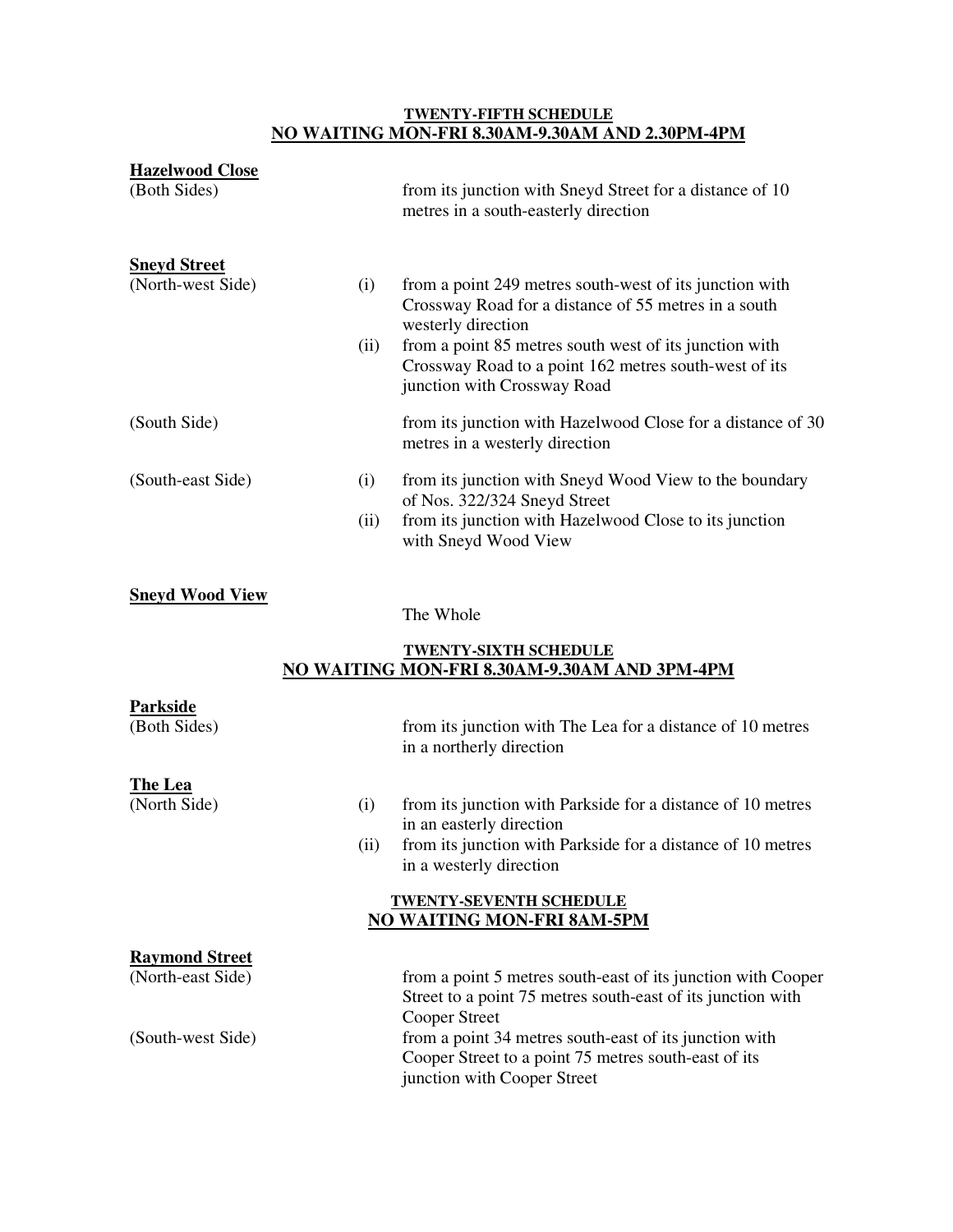## TWENTY-FIFTH SCHEDULE
## NO WAITING MON-FRI 8.30AM-9.30AM AND 2.30PM-4PM

**Hazelwood Close**

(Both Sides) — from its junction with Sneyd Street for a distance of 10 metres in a south-easterly direction

**Sneyd Street**

(North-west Side)

- (i) from a point 249 metres south-west of its junction with Crossway Road for a distance of 55 metres in a south westerly direction
- (ii) from a point 85 metres south west of its junction with Crossway Road to a point 162 metres south-west of its junction with Crossway Road

(South Side) — from its junction with Hazelwood Close for a distance of 30 metres in a westerly direction

(South-east Side)

- (i) from its junction with Sneyd Wood View to the boundary of Nos. 322/324 Sneyd Street
- (ii) from its junction with Hazelwood Close to its junction with Sneyd Wood View

**Sneyd Wood View**

The Whole

## TWENTY-SIXTH SCHEDULE
## NO WAITING MON-FRI 8.30AM-9.30AM AND 3PM-4PM

**Parkside**

(Both Sides) — from its junction with The Lea for a distance of 10 metres in a northerly direction

**The Lea**

(North Side)

- (i) from its junction with Parkside for a distance of 10 metres in an easterly direction
- (ii) from its junction with Parkside for a distance of 10 metres in a westerly direction

## TWENTY-SEVENTH SCHEDULE
## NO WAITING MON-FRI 8AM-5PM

**Raymond Street**

(North-east Side) — from a point 5 metres south-east of its junction with Cooper Street to a point 75 metres south-east of its junction with Cooper Street

(South-west Side) — from a point 34 metres south-east of its junction with Cooper Street to a point 75 metres south-east of its junction with Cooper Street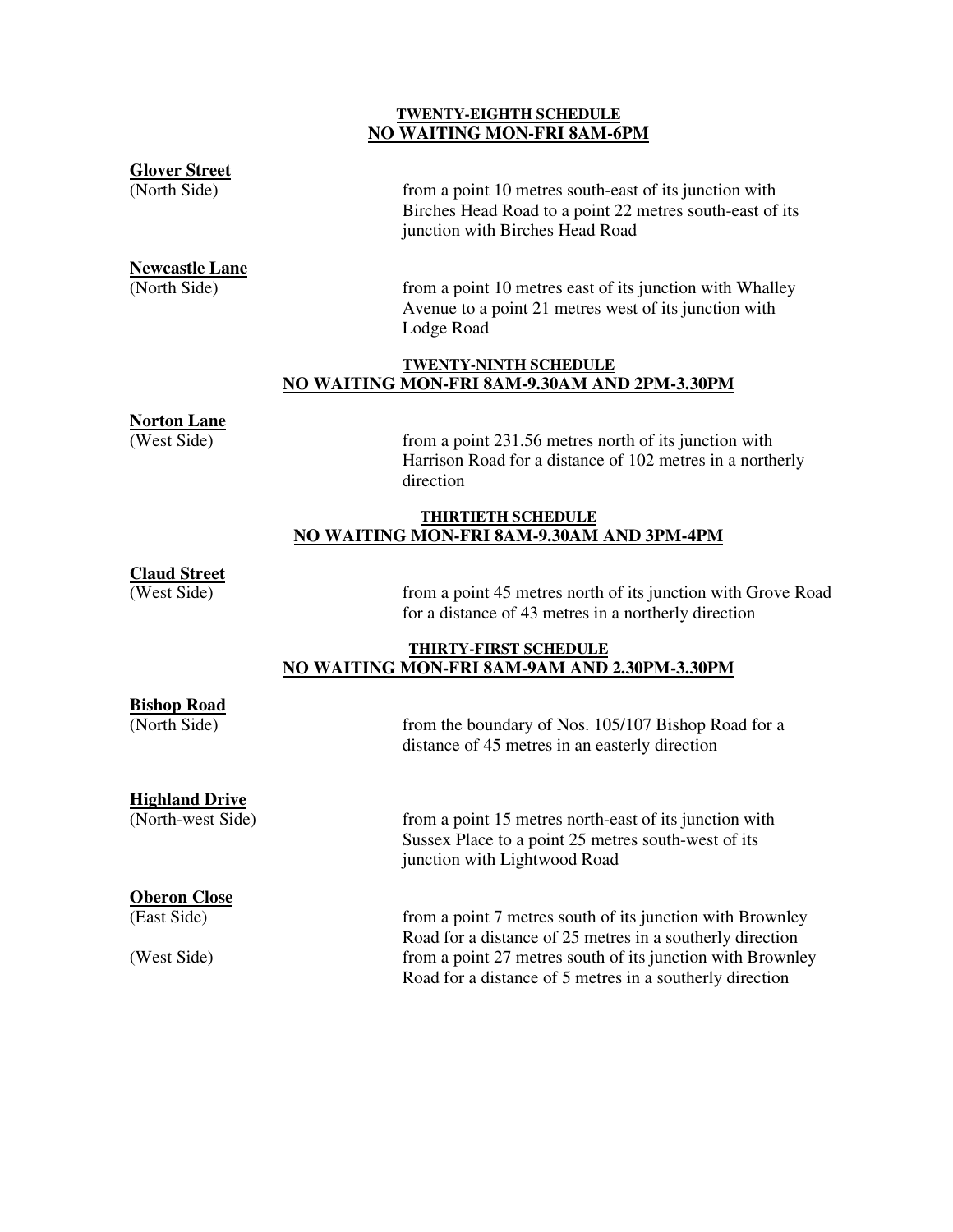## TWENTY-EIGHTH SCHEDULE
## NO WAITING MON-FRI 8AM-6PM

**Glover Street**

| | |
|---|---|
| (North Side) | from a point 10 metres south-east of its junction with Birches Head Road to a point 22 metres south-east of its junction with Birches Head Road |

**Newcastle Lane**

| | |
|---|---|
| (North Side) | from a point 10 metres east of its junction with Whalley Avenue to a point 21 metres west of its junction with Lodge Road |

## TWENTY-NINTH SCHEDULE
## NO WAITING MON-FRI 8AM-9.30AM AND 2PM-3.30PM

**Norton Lane**

| | |
|---|---|
| (West Side) | from a point 231.56 metres north of its junction with Harrison Road for a distance of 102 metres in a northerly direction |

## THIRTIETH SCHEDULE
## NO WAITING MON-FRI 8AM-9.30AM AND 3PM-4PM

**Claud Street**

| | |
|---|---|
| (West Side) | from a point 45 metres north of its junction with Grove Road for a distance of 43 metres in a northerly direction |

## THIRTY-FIRST SCHEDULE
## NO WAITING MON-FRI 8AM-9AM AND 2.30PM-3.30PM

**Bishop Road**

| | |
|---|---|
| (North Side) | from the boundary of Nos. 105/107 Bishop Road for a distance of 45 metres in an easterly direction |

**Highland Drive**

| | |
|---|---|
| (North-west Side) | from a point 15 metres north-east of its junction with Sussex Place to a point 25 metres south-west of its junction with Lightwood Road |

**Oberon Close**

| | |
|---|---|
| (East Side) | from a point 7 metres south of its junction with Brownley Road for a distance of 25 metres in a southerly direction |
| (West Side) | from a point 27 metres south of its junction with Brownley Road for a distance of 5 metres in a southerly direction |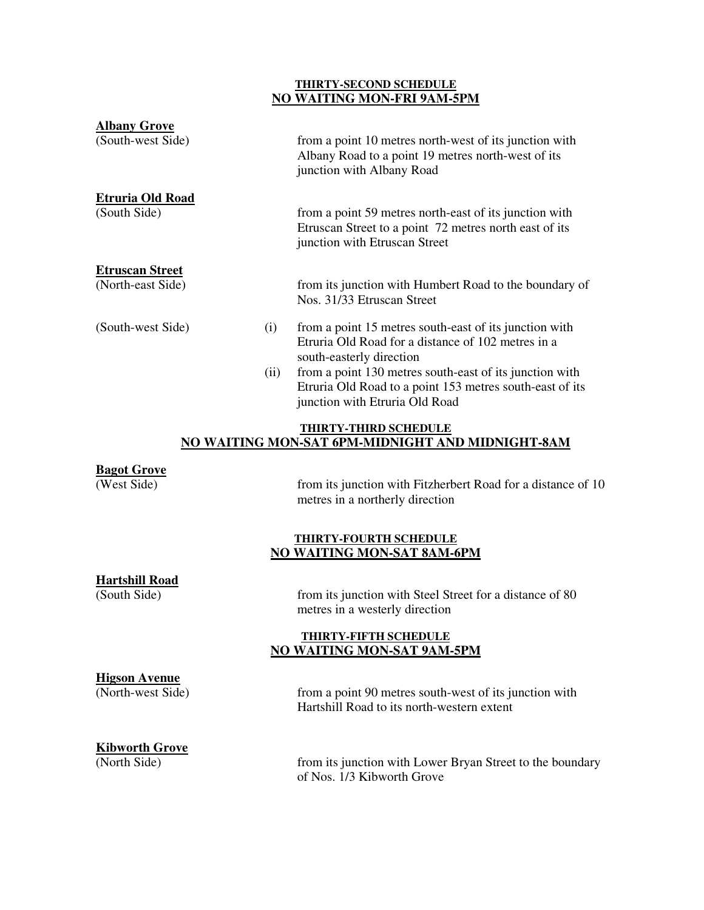## THIRTY-SECOND SCHEDULE
## NO WAITING MON-FRI 9AM-5PM

**Albany Grove**
(South-west Side) — from a point 10 metres north-west of its junction with Albany Road to a point 19 metres north-west of its junction with Albany Road

**Etruria Old Road**
(South Side) — from a point 59 metres north-east of its junction with Etruscan Street to a point 72 metres north east of its junction with Etruscan Street

**Etruscan Street**
(North-east Side) — from its junction with Humbert Road to the boundary of Nos. 31/33 Etruscan Street

(South-west Side)
- (i) from a point 15 metres south-east of its junction with Etruria Old Road for a distance of 102 metres in a south-easterly direction
- (ii) from a point 130 metres south-east of its junction with Etruria Old Road to a point 153 metres south-east of its junction with Etruria Old Road

## THIRTY-THIRD SCHEDULE
## NO WAITING MON-SAT 6PM-MIDNIGHT AND MIDNIGHT-8AM

**Bagot Grove**
(West Side) — from its junction with Fitzherbert Road for a distance of 10 metres in a northerly direction

## THIRTY-FOURTH SCHEDULE
## NO WAITING MON-SAT 8AM-6PM

**Hartshill Road**
(South Side) — from its junction with Steel Street for a distance of 80 metres in a westerly direction

## THIRTY-FIFTH SCHEDULE
## NO WAITING MON-SAT 9AM-5PM

**Higson Avenue**
(North-west Side) — from a point 90 metres south-west of its junction with Hartshill Road to its north-western extent

**Kibworth Grove**
(North Side) — from its junction with Lower Bryan Street to the boundary of Nos. 1/3 Kibworth Grove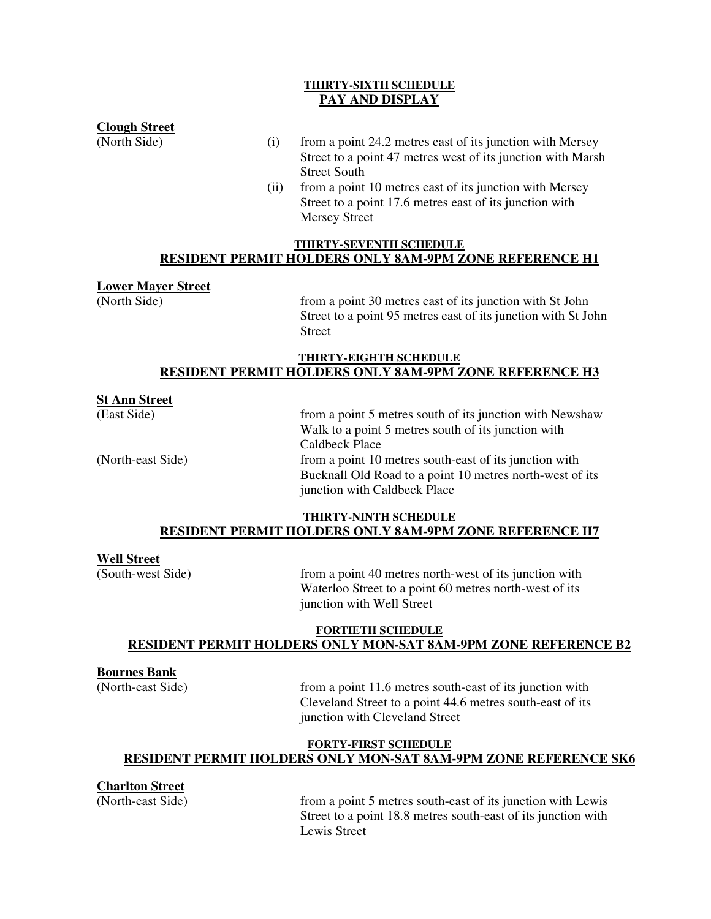## THIRTY-SIXTH SCHEDULE
## PAY AND DISPLAY

**Clough Street**

| | | |
|---|---|---|
| (North Side) | (i) | from a point 24.2 metres east of its junction with Mersey Street to a point 47 metres west of its junction with Marsh Street South |
| | (ii) | from a point 10 metres east of its junction with Mersey Street to a point 17.6 metres east of its junction with Mersey Street |

## THIRTY-SEVENTH SCHEDULE
## RESIDENT PERMIT HOLDERS ONLY 8AM-9PM ZONE REFERENCE H1

**Lower Mayer Street**

| | |
|---|---|
| (North Side) | from a point 30 metres east of its junction with St John Street to a point 95 metres east of its junction with St John Street |

## THIRTY-EIGHTH SCHEDULE
## RESIDENT PERMIT HOLDERS ONLY 8AM-9PM ZONE REFERENCE H3

**St Ann Street**

| | |
|---|---|
| (East Side) | from a point 5 metres south of its junction with Newshaw Walk to a point 5 metres south of its junction with Caldbeck Place |
| (North-east Side) | from a point 10 metres south-east of its junction with Bucknall Old Road to a point 10 metres north-west of its junction with Caldbeck Place |

## THIRTY-NINTH SCHEDULE
## RESIDENT PERMIT HOLDERS ONLY 8AM-9PM ZONE REFERENCE H7

**Well Street**

| | |
|---|---|
| (South-west Side) | from a point 40 metres north-west of its junction with Waterloo Street to a point 60 metres north-west of its junction with Well Street |

## FORTIETH SCHEDULE
## RESIDENT PERMIT HOLDERS ONLY MON-SAT 8AM-9PM ZONE REFERENCE B2

**Bournes Bank**

| | |
|---|---|
| (North-east Side) | from a point 11.6 metres south-east of its junction with Cleveland Street to a point 44.6 metres south-east of its junction with Cleveland Street |

## FORTY-FIRST SCHEDULE
## RESIDENT PERMIT HOLDERS ONLY MON-SAT 8AM-9PM ZONE REFERENCE SK6

**Charlton Street**

| | |
|---|---|
| (North-east Side) | from a point 5 metres south-east of its junction with Lewis Street to a point 18.8 metres south-east of its junction with Lewis Street |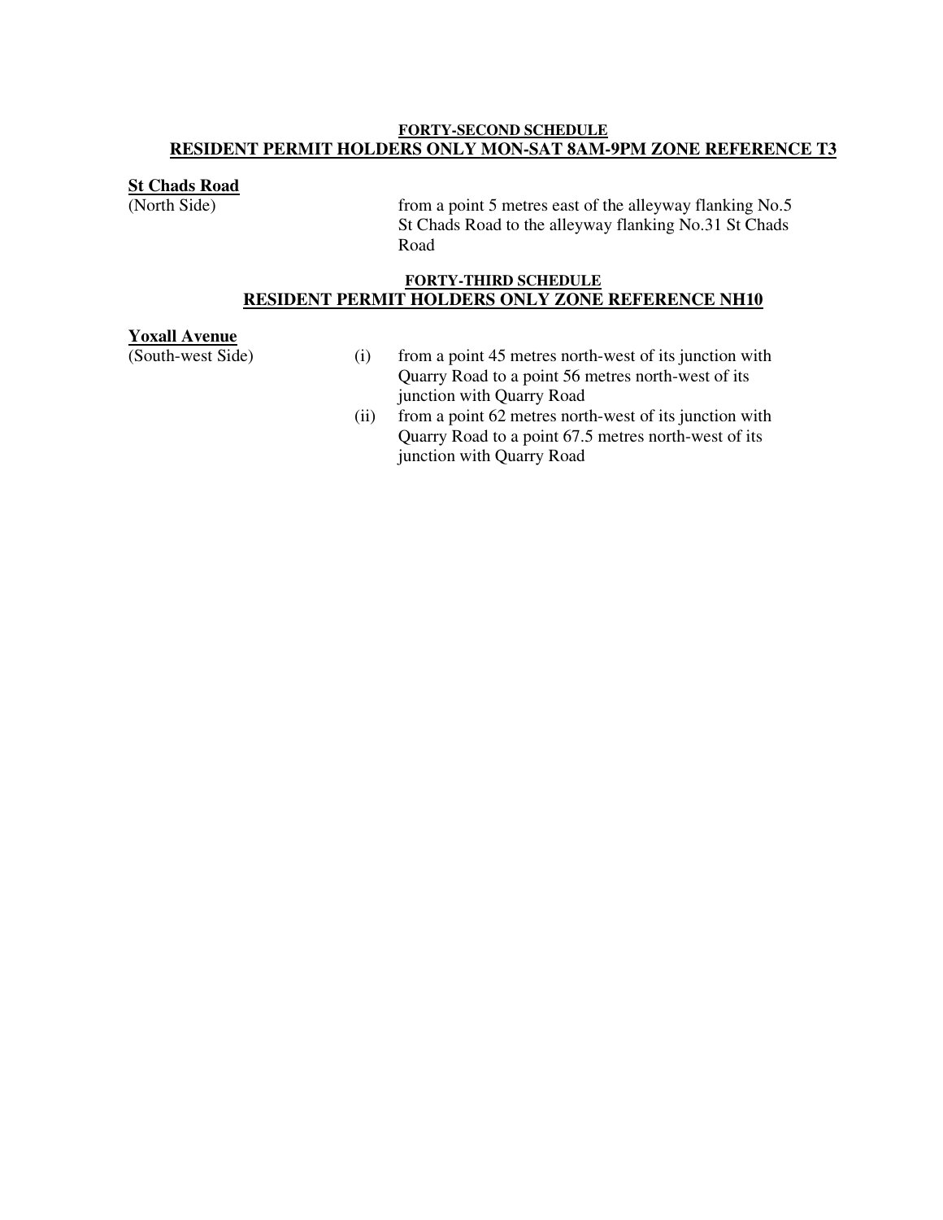**FORTY-SECOND SCHEDULE**

**RESIDENT PERMIT HOLDERS ONLY MON-SAT 8AM-9PM ZONE REFERENCE T3**

**St Chads Road**

(North Side) from a point 5 metres east of the alleyway flanking No.5 St Chads Road to the alleyway flanking No.31 St Chads Road

**FORTY-THIRD SCHEDULE**

**RESIDENT PERMIT HOLDERS ONLY ZONE REFERENCE NH10**

**Yoxall Avenue**

(South-west Side)

(i) from a point 45 metres north-west of its junction with Quarry Road to a point 56 metres north-west of its junction with Quarry Road

(ii) from a point 62 metres north-west of its junction with Quarry Road to a point 67.5 metres north-west of its junction with Quarry Road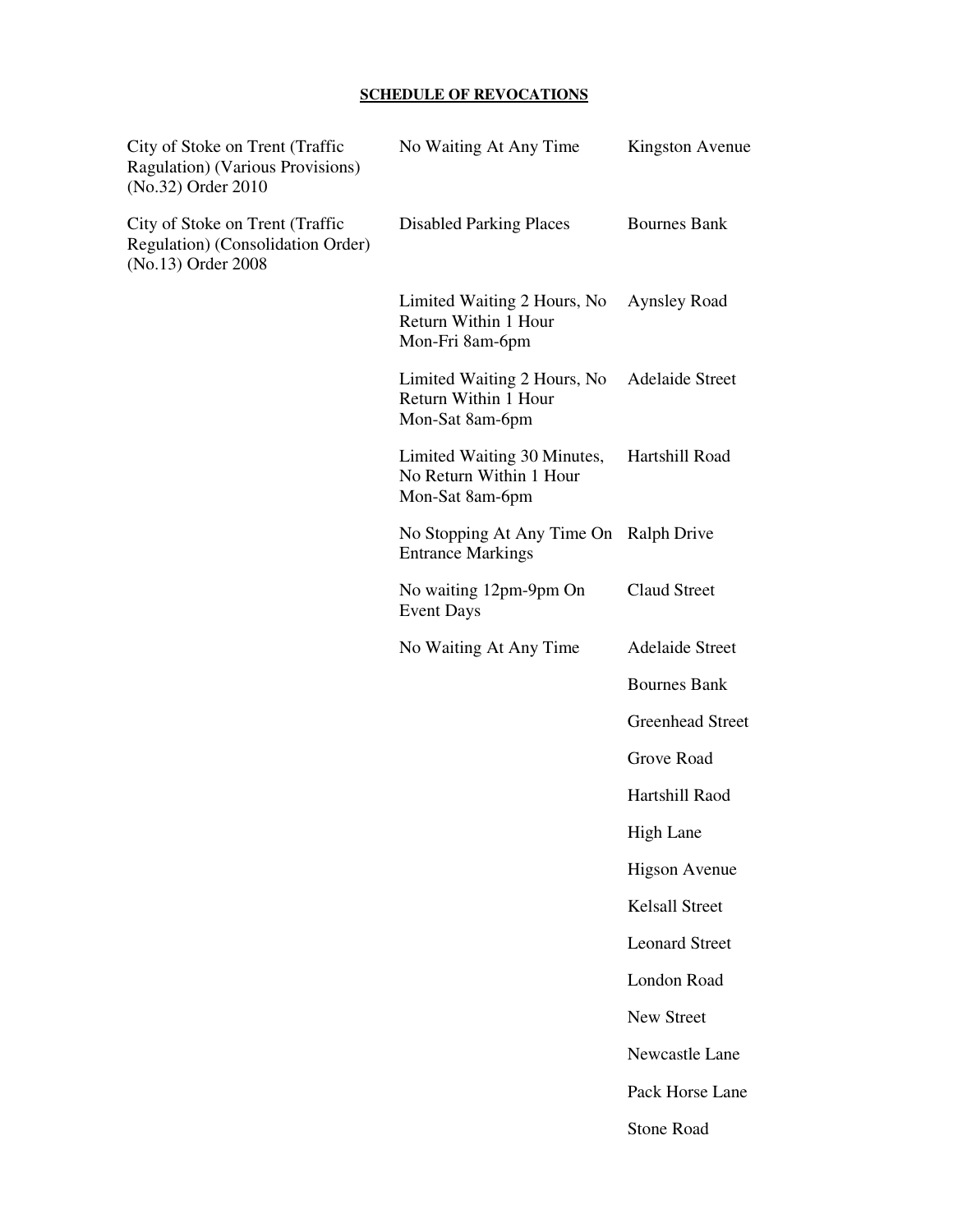**SCHEDULE OF REVOCATIONS**

| | | |
|---|---|---|
| City of Stoke on Trent (Traffic Ragulation) (Various Provisions) (No.32) Order 2010 | No Waiting At Any Time | Kingston Avenue |
| City of Stoke on Trent (Traffic Regulation) (Consolidation Order) (No.13) Order 2008 | Disabled Parking Places | Bournes Bank |
| | Limited Waiting 2 Hours, No Return Within 1 Hour Mon-Fri 8am-6pm | Aynsley Road |
| | Limited Waiting 2 Hours, No Return Within 1 Hour Mon-Sat 8am-6pm | Adelaide Street |
| | Limited Waiting 30 Minutes, No Return Within 1 Hour Mon-Sat 8am-6pm | Hartshill Road |
| | No Stopping At Any Time On Entrance Markings | Ralph Drive |
| | No waiting 12pm-9pm On Event Days | Claud Street |
| | No Waiting At Any Time | Adelaide Street |
| | | Bournes Bank |
| | | Greenhead Street |
| | | Grove Road |
| | | Hartshill Raod |
| | | High Lane |
| | | Higson Avenue |
| | | Kelsall Street |
| | | Leonard Street |
| | | London Road |
| | | New Street |
| | | Newcastle Lane |
| | | Pack Horse Lane |
| | | Stone Road |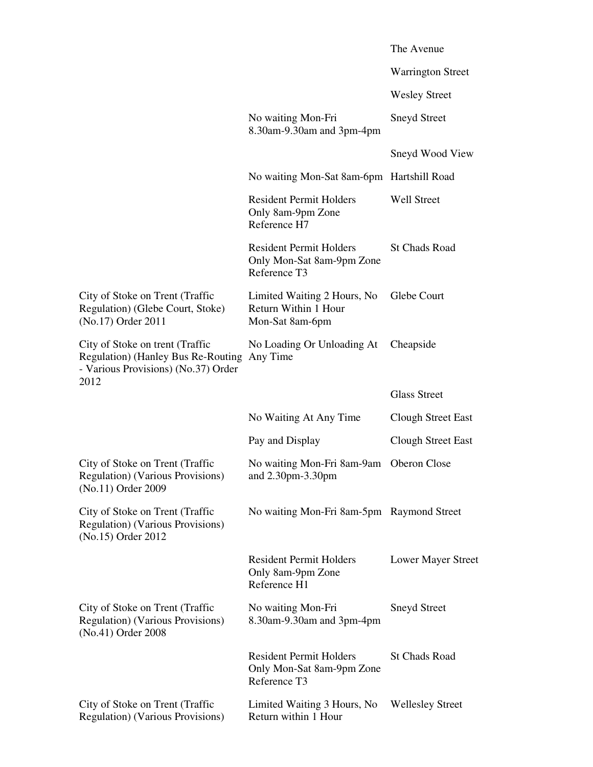| | | |
|---|---|---|
| | | The Avenue |
| | | Warrington Street |
| | | Wesley Street |
| | No waiting Mon-Fri 8.30am-9.30am and 3pm-4pm | Sneyd Street |
| | | Sneyd Wood View |
| | No waiting Mon-Sat 8am-6pm | Hartshill Road |
| | Resident Permit Holders Only 8am-9pm Zone Reference H7 | Well Street |
| | Resident Permit Holders Only Mon-Sat 8am-9pm Zone Reference T3 | St Chads Road |
| City of Stoke on Trent (Traffic Regulation) (Glebe Court, Stoke) (No.17) Order 2011 | Limited Waiting 2 Hours, No Return Within 1 Hour Mon-Sat 8am-6pm | Glebe Court |
| City of Stoke on trent (Traffic Regulation) (Hanley Bus Re-Routing - Various Provisions) (No.37) Order 2012 | No Loading Or Unloading At Any Time | Cheapside |
| | | Glass Street |
| | No Waiting At Any Time | Clough Street East |
| | Pay and Display | Clough Street East |
| City of Stoke on Trent (Traffic Regulation) (Various Provisions) (No.11) Order 2009 | No waiting Mon-Fri 8am-9am and 2.30pm-3.30pm | Oberon Close |
| City of Stoke on Trent (Traffic Regulation) (Various Provisions) (No.15) Order 2012 | No waiting Mon-Fri 8am-5pm | Raymond Street |
| | Resident Permit Holders Only 8am-9pm Zone Reference H1 | Lower Mayer Street |
| City of Stoke on Trent (Traffic Regulation) (Various Provisions) (No.41) Order 2008 | No waiting Mon-Fri 8.30am-9.30am and 3pm-4pm | Sneyd Street |
| | Resident Permit Holders Only Mon-Sat 8am-9pm Zone Reference T3 | St Chads Road |
| City of Stoke on Trent (Traffic Regulation) (Various Provisions) | Limited Waiting 3 Hours, No Return within 1 Hour | Wellesley Street |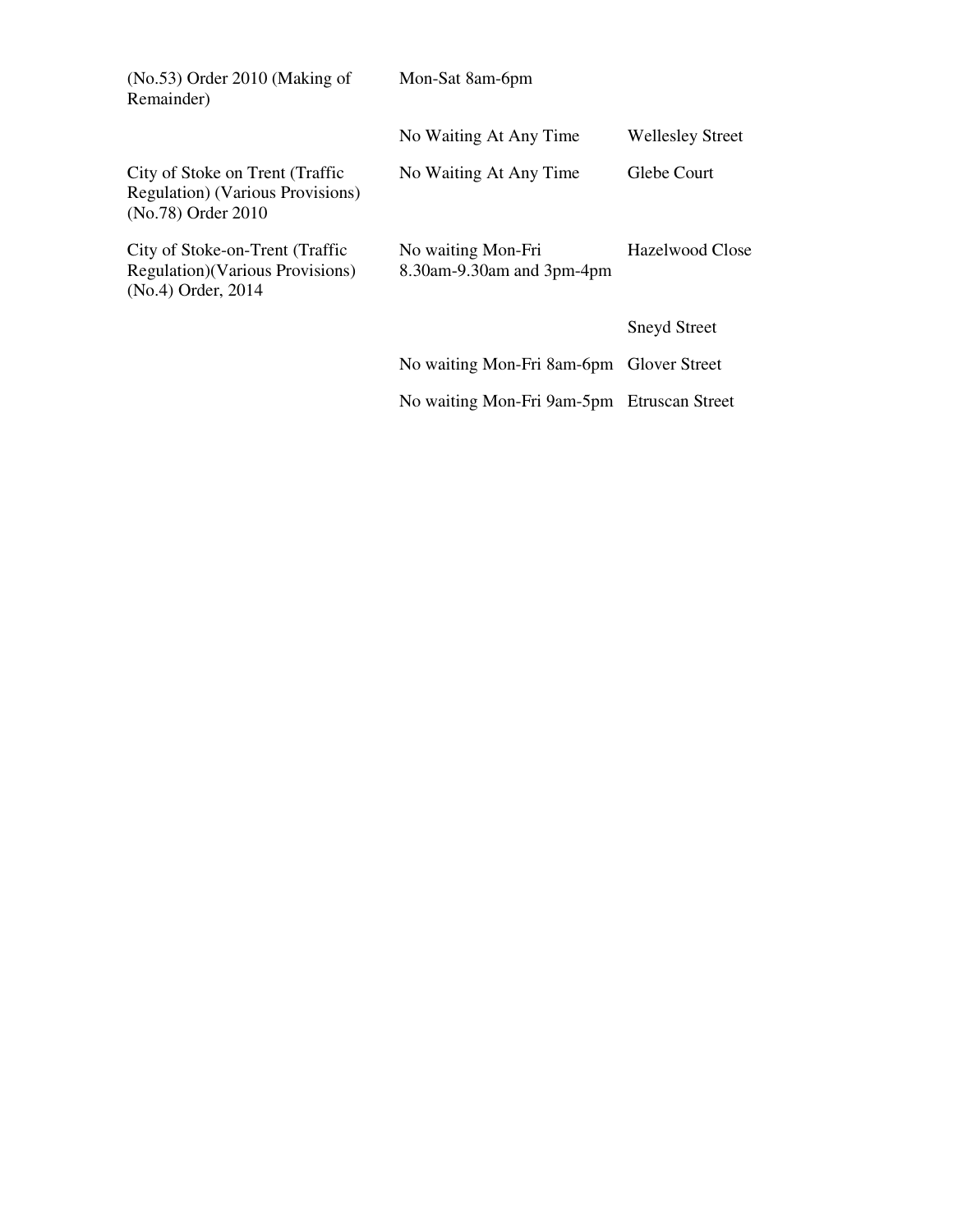| | | |
|---|---|---|
| (No.53) Order 2010 (Making of Remainder) | Mon-Sat 8am-6pm | |
| | No Waiting At Any Time | Wellesley Street |
| City of Stoke on Trent (Traffic Regulation) (Various Provisions) (No.78) Order 2010 | No Waiting At Any Time | Glebe Court |
| City of Stoke-on-Trent (Traffic Regulation)(Various Provisions) (No.4) Order, 2014 | No waiting Mon-Fri 8.30am-9.30am and 3pm-4pm | Hazelwood Close |
| | | Sneyd Street |
| | No waiting Mon-Fri 8am-6pm | Glover Street |
| | No waiting Mon-Fri 9am-5pm | Etruscan Street |